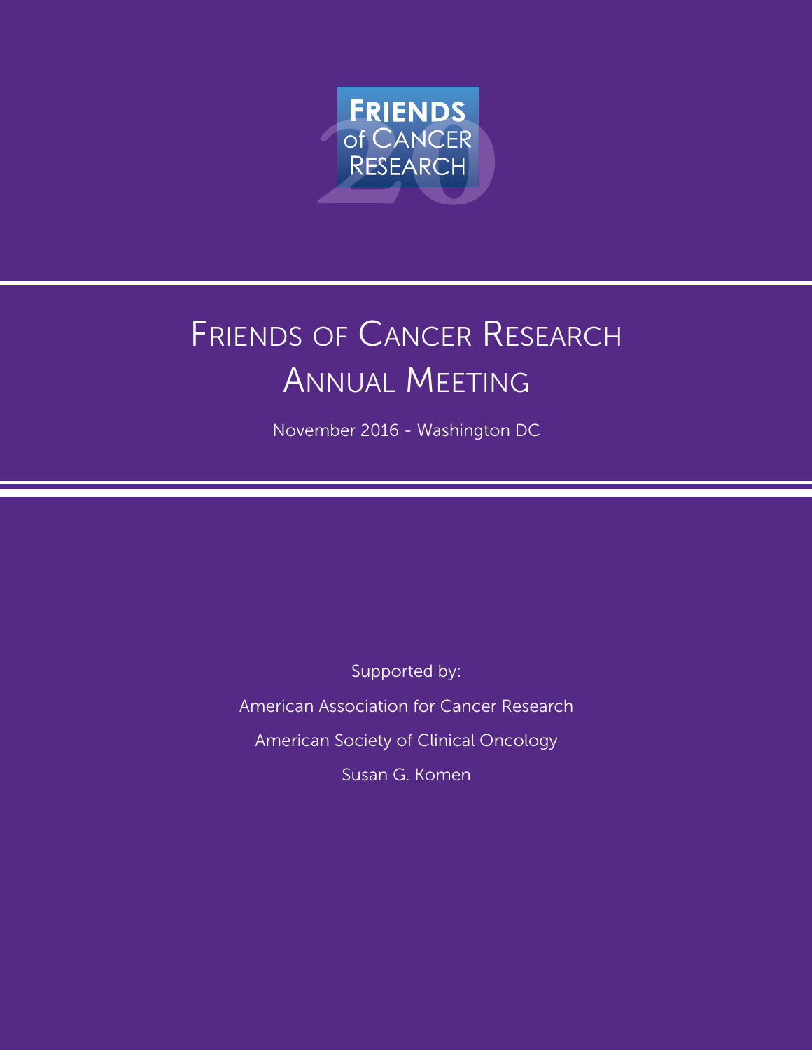FRIENDS of CANCER RESEARCH

# Friends of Cancer Research Annual Meeting

November 2016 - Washington DC

Supported by:

American Association for Cancer Research

American Society of Clinical Oncology

Susan G. Komen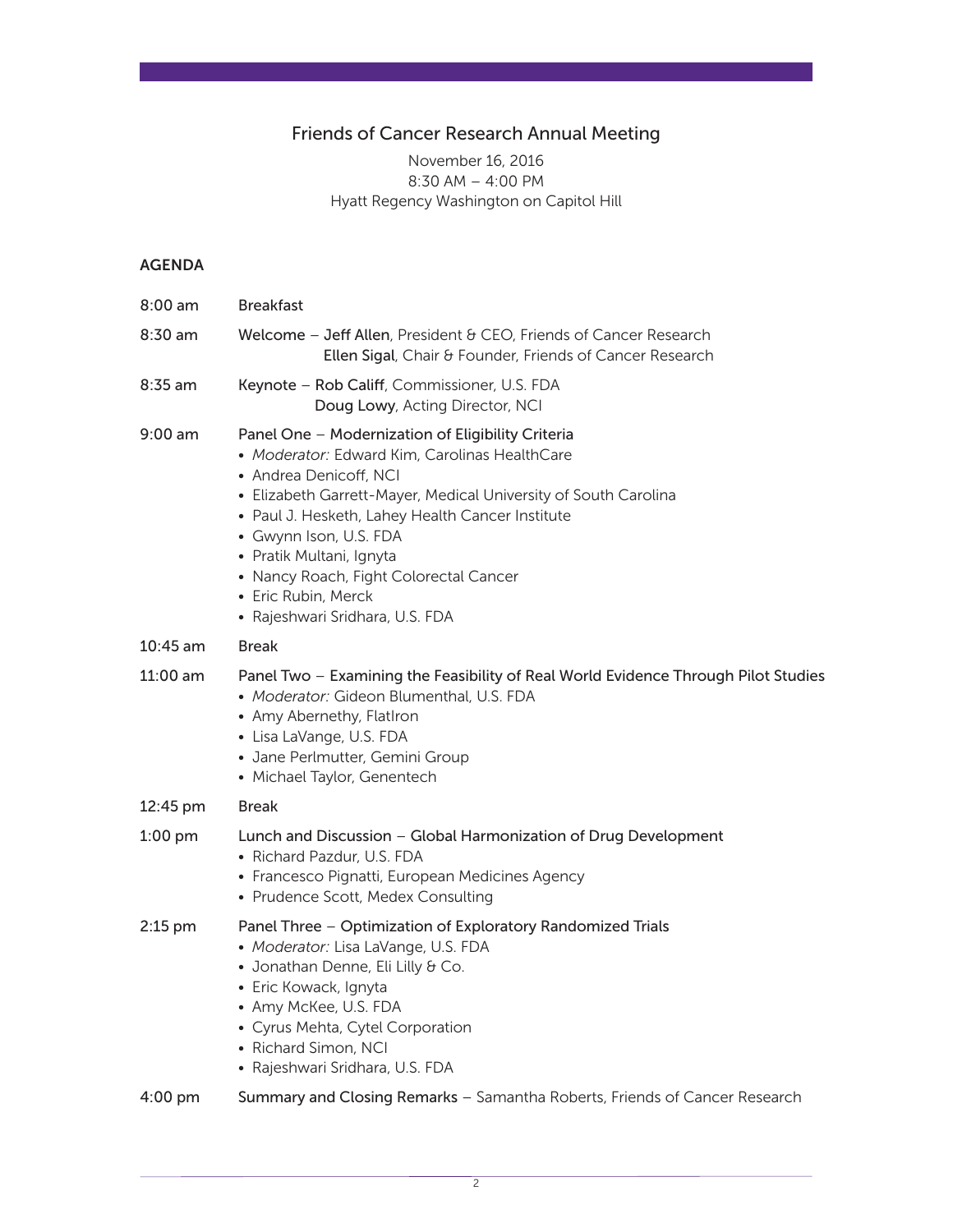# Friends of Cancer Research Annual Meeting

November 16, 2016
8:30 AM – 4:00 PM
Hyatt Regency Washington on Capitol Hill

## AGENDA

8:00 am **Breakfast**

8:30 am **Welcome** – **Jeff Allen**, President & CEO, Friends of Cancer Research
**Ellen Sigal**, Chair & Founder, Friends of Cancer Research

8:35 am **Keynote** – **Rob Califf**, Commissioner, U.S. FDA
**Doug Lowy**, Acting Director, NCI

9:00 am **Panel One – Modernization of Eligibility Criteria**

- *Moderator:* Edward Kim, Carolinas HealthCare
- Andrea Denicoff, NCI
- Elizabeth Garrett-Mayer, Medical University of South Carolina
- Paul J. Hesketh, Lahey Health Cancer Institute
- Gwynn Ison, U.S. FDA
- Pratik Multani, Ignyta
- Nancy Roach, Fight Colorectal Cancer
- Eric Rubin, Merck
- Rajeshwari Sridhara, U.S. FDA

10:45 am **Break**

11:00 am **Panel Two – Examining the Feasibility of Real World Evidence Through Pilot Studies**

- *Moderator:* Gideon Blumenthal, U.S. FDA
- Amy Abernethy, FlatIron
- Lisa LaVange, U.S. FDA
- Jane Perlmutter, Gemini Group
- Michael Taylor, Genentech

12:45 pm **Break**

1:00 pm **Lunch and Discussion – Global Harmonization of Drug Development**

- Richard Pazdur, U.S. FDA
- Francesco Pignatti, European Medicines Agency
- Prudence Scott, Medex Consulting

2:15 pm **Panel Three – Optimization of Exploratory Randomized Trials**

- *Moderator:* Lisa LaVange, U.S. FDA
- Jonathan Denne, Eli Lilly & Co.
- Eric Kowack, Ignyta
- Amy McKee, U.S. FDA
- Cyrus Mehta, Cytel Corporation
- Richard Simon, NCI
- Rajeshwari Sridhara, U.S. FDA

4:00 pm **Summary and Closing Remarks** – Samantha Roberts, Friends of Cancer Research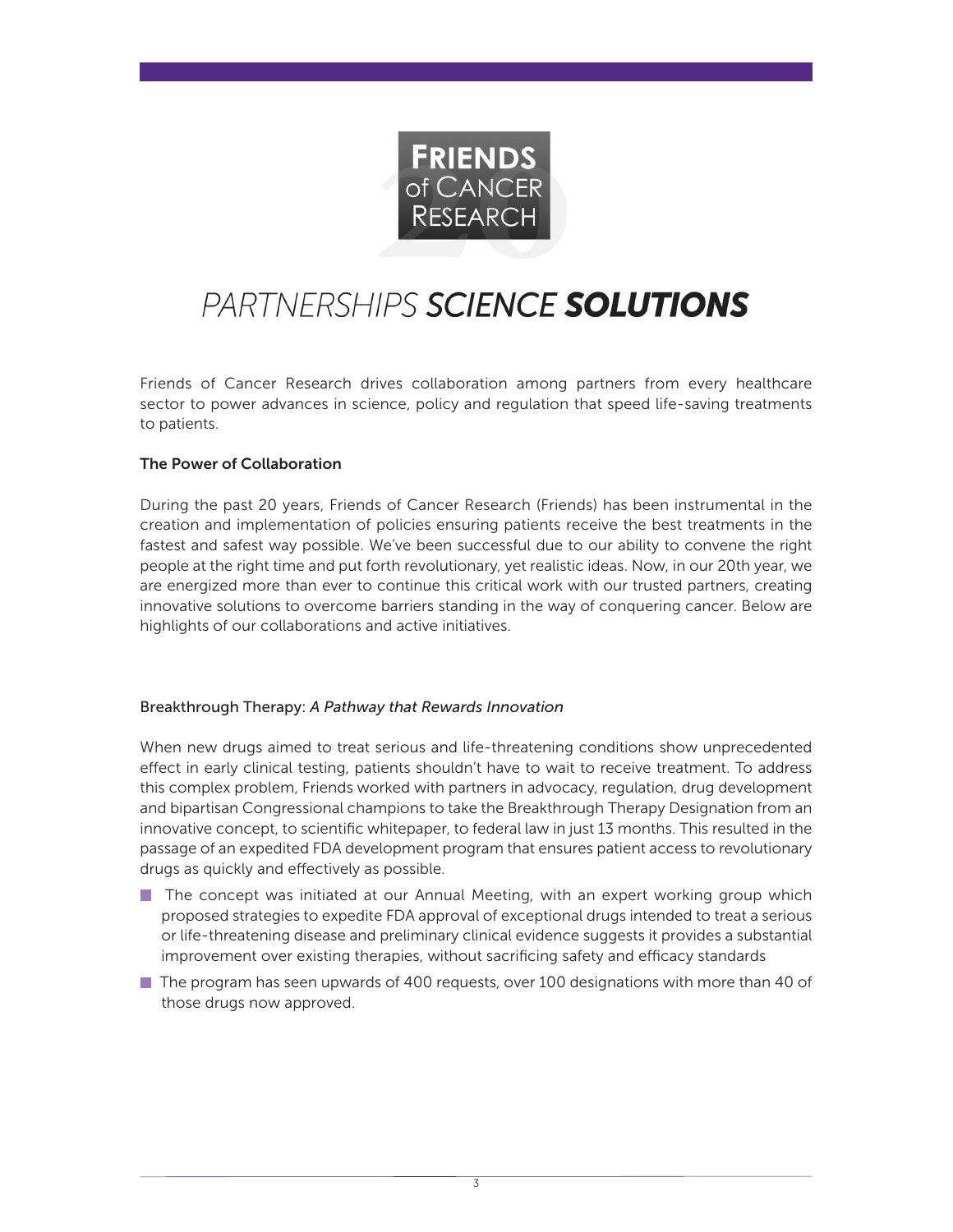FRIENDS of CANCER RESEARCH

# *PARTNERSHIPS* ***SCIENCE*** ***SOLUTIONS***

Friends of Cancer Research drives collaboration among partners from every healthcare sector to power advances in science, policy and regulation that speed life-saving treatments to patients.

**The Power of Collaboration**

During the past 20 years, Friends of Cancer Research (Friends) has been instrumental in the creation and implementation of policies ensuring patients receive the best treatments in the fastest and safest way possible. We've been successful due to our ability to convene the right people at the right time and put forth revolutionary, yet realistic ideas. Now, in our 20th year, we are energized more than ever to continue this critical work with our trusted partners, creating innovative solutions to overcome barriers standing in the way of conquering cancer. Below are highlights of our collaborations and active initiatives.

Breakthrough Therapy: *A Pathway that Rewards Innovation*

When new drugs aimed to treat serious and life-threatening conditions show unprecedented effect in early clinical testing, patients shouldn't have to wait to receive treatment. To address this complex problem, Friends worked with partners in advocacy, regulation, drug development and bipartisan Congressional champions to take the Breakthrough Therapy Designation from an innovative concept, to scientific whitepaper, to federal law in just 13 months. This resulted in the passage of an expedited FDA development program that ensures patient access to revolutionary drugs as quickly and effectively as possible.

- The concept was initiated at our Annual Meeting, with an expert working group which proposed strategies to expedite FDA approval of exceptional drugs intended to treat a serious or life-threatening disease and preliminary clinical evidence suggests it provides a substantial improvement over existing therapies, without sacrificing safety and efficacy standards
- The program has seen upwards of 400 requests, over 100 designations with more than 40 of those drugs now approved.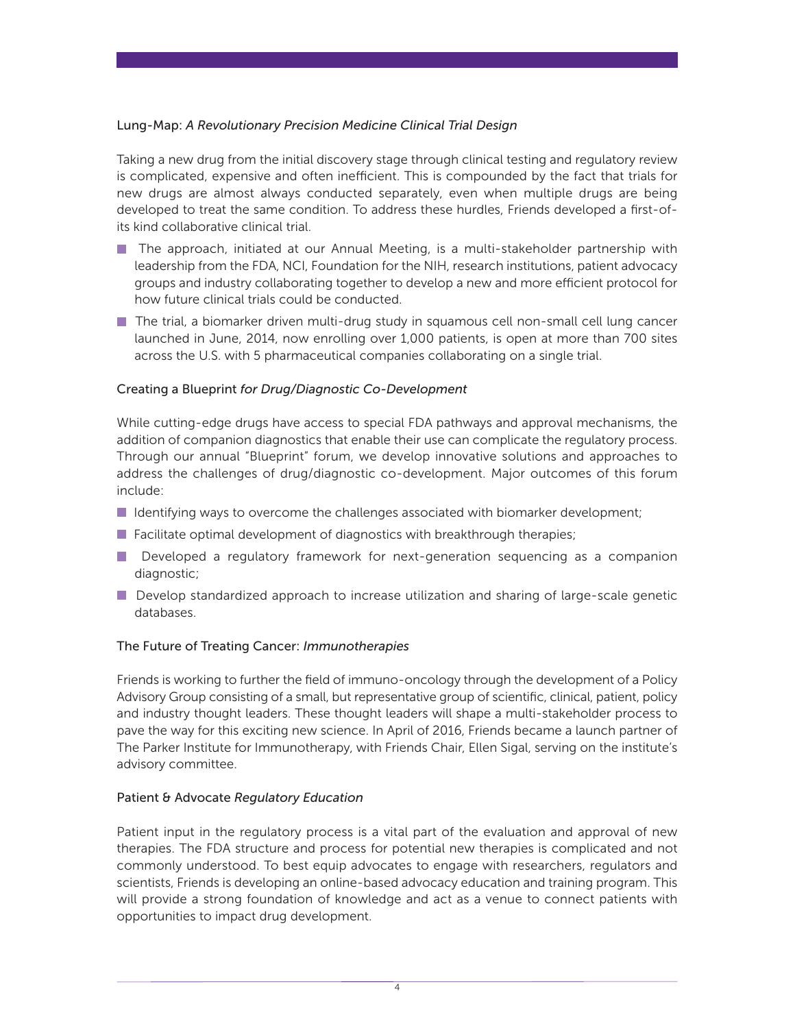### Lung-Map: *A Revolutionary Precision Medicine Clinical Trial Design*

Taking a new drug from the initial discovery stage through clinical testing and regulatory review is complicated, expensive and often inefficient. This is compounded by the fact that trials for new drugs are almost always conducted separately, even when multiple drugs are being developed to treat the same condition. To address these hurdles, Friends developed a first-of-its kind collaborative clinical trial.

- The approach, initiated at our Annual Meeting, is a multi-stakeholder partnership with leadership from the FDA, NCI, Foundation for the NIH, research institutions, patient advocacy groups and industry collaborating together to develop a new and more efficient protocol for how future clinical trials could be conducted.
- The trial, a biomarker driven multi-drug study in squamous cell non-small cell lung cancer launched in June, 2014, now enrolling over 1,000 patients, is open at more than 700 sites across the U.S. with 5 pharmaceutical companies collaborating on a single trial.

### Creating a Blueprint *for Drug/Diagnostic Co-Development*

While cutting-edge drugs have access to special FDA pathways and approval mechanisms, the addition of companion diagnostics that enable their use can complicate the regulatory process. Through our annual "Blueprint" forum, we develop innovative solutions and approaches to address the challenges of drug/diagnostic co-development. Major outcomes of this forum include:

- Identifying ways to overcome the challenges associated with biomarker development;
- Facilitate optimal development of diagnostics with breakthrough therapies;
- Developed a regulatory framework for next-generation sequencing as a companion diagnostic;
- Develop standardized approach to increase utilization and sharing of large-scale genetic databases.

### The Future of Treating Cancer: *Immunotherapies*

Friends is working to further the field of immuno-oncology through the development of a Policy Advisory Group consisting of a small, but representative group of scientific, clinical, patient, policy and industry thought leaders. These thought leaders will shape a multi-stakeholder process to pave the way for this exciting new science. In April of 2016, Friends became a launch partner of The Parker Institute for Immunotherapy, with Friends Chair, Ellen Sigal, serving on the institute's advisory committee.

### Patient & Advocate *Regulatory Education*

Patient input in the regulatory process is a vital part of the evaluation and approval of new therapies. The FDA structure and process for potential new therapies is complicated and not commonly understood. To best equip advocates to engage with researchers, regulators and scientists, Friends is developing an online-based advocacy education and training program. This will provide a strong foundation of knowledge and act as a venue to connect patients with opportunities to impact drug development.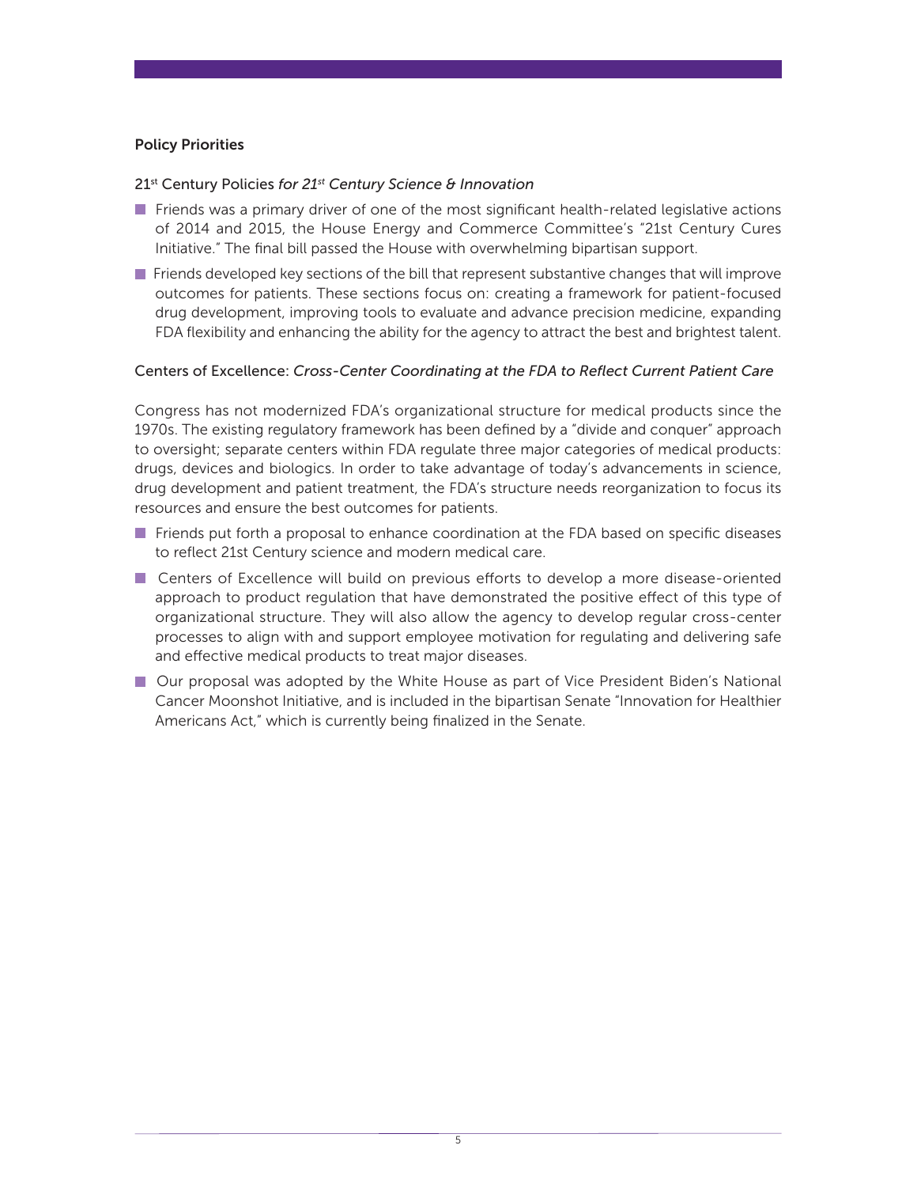## Policy Priorities

### 21st Century Policies *for 21st Century Science & Innovation*

- Friends was a primary driver of one of the most significant health-related legislative actions of 2014 and 2015, the House Energy and Commerce Committee's "21st Century Cures Initiative." The final bill passed the House with overwhelming bipartisan support.
- Friends developed key sections of the bill that represent substantive changes that will improve outcomes for patients. These sections focus on: creating a framework for patient-focused drug development, improving tools to evaluate and advance precision medicine, expanding FDA flexibility and enhancing the ability for the agency to attract the best and brightest talent.

### Centers of Excellence: *Cross-Center Coordinating at the FDA to Reflect Current Patient Care*

Congress has not modernized FDA's organizational structure for medical products since the 1970s. The existing regulatory framework has been defined by a "divide and conquer" approach to oversight; separate centers within FDA regulate three major categories of medical products: drugs, devices and biologics. In order to take advantage of today's advancements in science, drug development and patient treatment, the FDA's structure needs reorganization to focus its resources and ensure the best outcomes for patients.

- Friends put forth a proposal to enhance coordination at the FDA based on specific diseases to reflect 21st Century science and modern medical care.
- Centers of Excellence will build on previous efforts to develop a more disease-oriented approach to product regulation that have demonstrated the positive effect of this type of organizational structure. They will also allow the agency to develop regular cross-center processes to align with and support employee motivation for regulating and delivering safe and effective medical products to treat major diseases.
- Our proposal was adopted by the White House as part of Vice President Biden's National Cancer Moonshot Initiative, and is included in the bipartisan Senate "Innovation for Healthier Americans Act," which is currently being finalized in the Senate.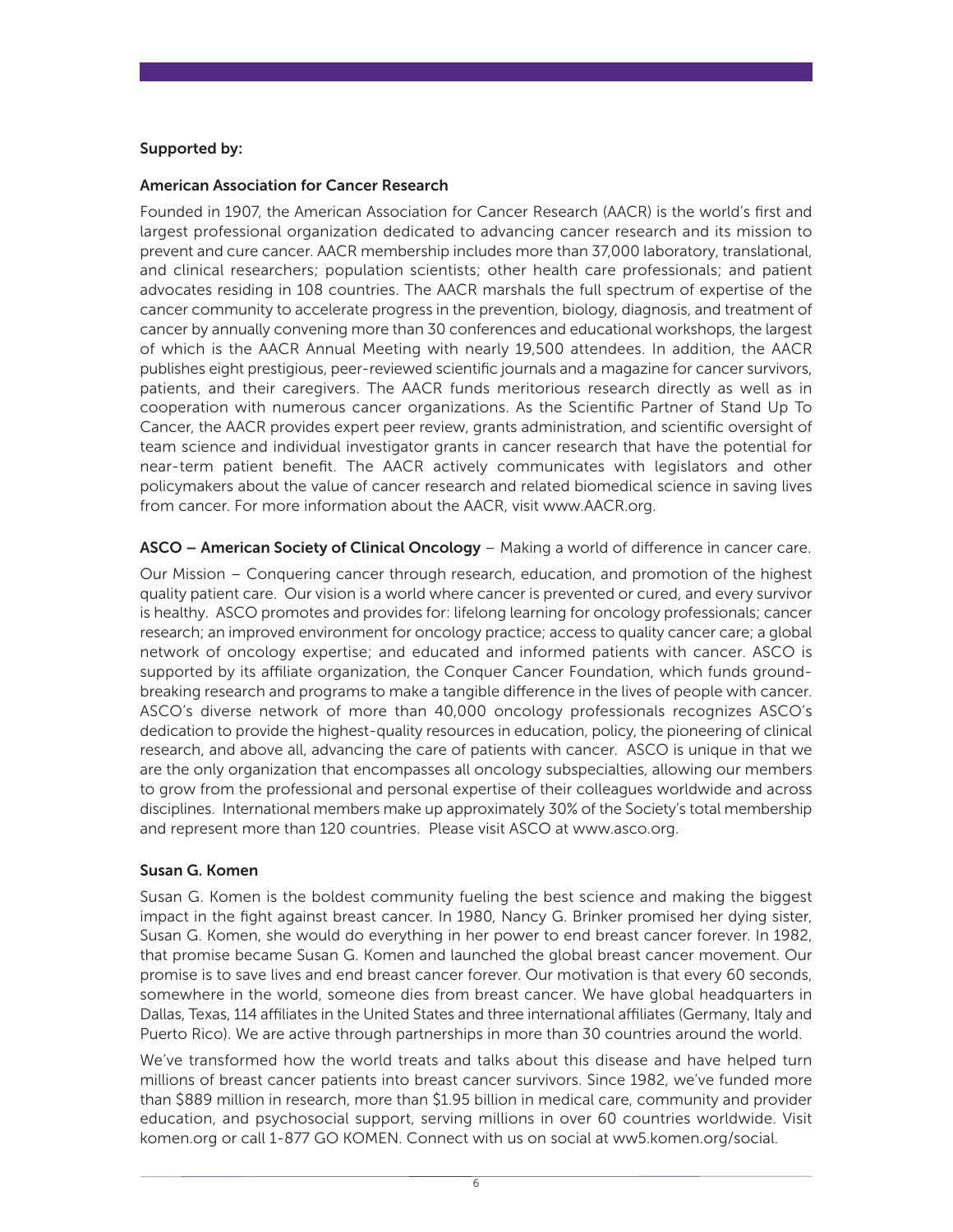**Supported by:**

**American Association for Cancer Research**

Founded in 1907, the American Association for Cancer Research (AACR) is the world's first and largest professional organization dedicated to advancing cancer research and its mission to prevent and cure cancer. AACR membership includes more than 37,000 laboratory, translational, and clinical researchers; population scientists; other health care professionals; and patient advocates residing in 108 countries. The AACR marshals the full spectrum of expertise of the cancer community to accelerate progress in the prevention, biology, diagnosis, and treatment of cancer by annually convening more than 30 conferences and educational workshops, the largest of which is the AACR Annual Meeting with nearly 19,500 attendees. In addition, the AACR publishes eight prestigious, peer-reviewed scientific journals and a magazine for cancer survivors, patients, and their caregivers. The AACR funds meritorious research directly as well as in cooperation with numerous cancer organizations. As the Scientific Partner of Stand Up To Cancer, the AACR provides expert peer review, grants administration, and scientific oversight of team science and individual investigator grants in cancer research that have the potential for near-term patient benefit. The AACR actively communicates with legislators and other policymakers about the value of cancer research and related biomedical science in saving lives from cancer. For more information about the AACR, visit www.AACR.org.

**ASCO – American Society of Clinical Oncology** – Making a world of difference in cancer care.

Our Mission – Conquering cancer through research, education, and promotion of the highest quality patient care. Our vision is a world where cancer is prevented or cured, and every survivor is healthy. ASCO promotes and provides for: lifelong learning for oncology professionals; cancer research; an improved environment for oncology practice; access to quality cancer care; a global network of oncology expertise; and educated and informed patients with cancer. ASCO is supported by its affiliate organization, the Conquer Cancer Foundation, which funds ground-breaking research and programs to make a tangible difference in the lives of people with cancer. ASCO's diverse network of more than 40,000 oncology professionals recognizes ASCO's dedication to provide the highest-quality resources in education, policy, the pioneering of clinical research, and above all, advancing the care of patients with cancer. ASCO is unique in that we are the only organization that encompasses all oncology subspecialties, allowing our members to grow from the professional and personal expertise of their colleagues worldwide and across disciplines. International members make up approximately 30% of the Society's total membership and represent more than 120 countries. Please visit ASCO at www.asco.org.

**Susan G. Komen**

Susan G. Komen is the boldest community fueling the best science and making the biggest impact in the fight against breast cancer. In 1980, Nancy G. Brinker promised her dying sister, Susan G. Komen, she would do everything in her power to end breast cancer forever. In 1982, that promise became Susan G. Komen and launched the global breast cancer movement. Our promise is to save lives and end breast cancer forever. Our motivation is that every 60 seconds, somewhere in the world, someone dies from breast cancer. We have global headquarters in Dallas, Texas, 114 affiliates in the United States and three international affiliates (Germany, Italy and Puerto Rico). We are active through partnerships in more than 30 countries around the world.

We've transformed how the world treats and talks about this disease and have helped turn millions of breast cancer patients into breast cancer survivors. Since 1982, we've funded more than $889 million in research, more than $1.95 billion in medical care, community and provider education, and psychosocial support, serving millions in over 60 countries worldwide. Visit komen.org or call 1-877 GO KOMEN. Connect with us on social at ww5.komen.org/social.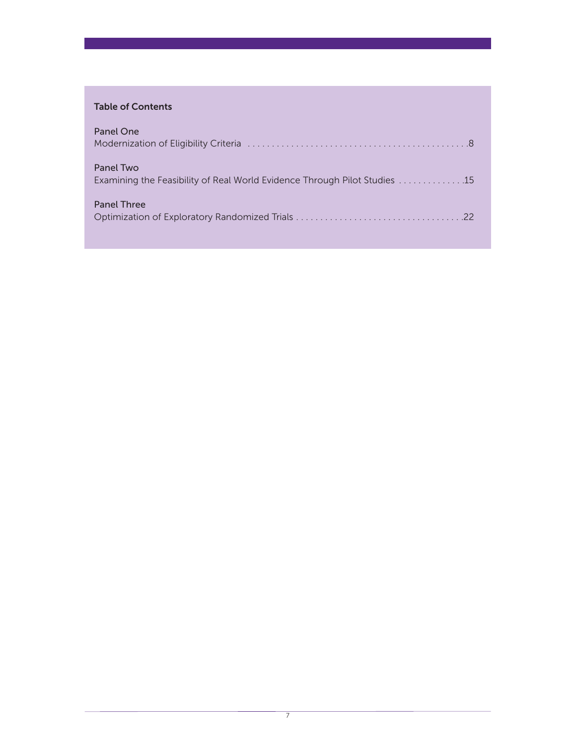## Table of Contents

**Panel One**
Modernization of Eligibility Criteria . . . . . . . . . . . . . . . . . . . . . . . . . . . . . . . . . . . . . . . . . . . . .8

**Panel Two**
Examining the Feasibility of Real World Evidence Through Pilot Studies . . . . . . . . . . . . . .15

**Panel Three**
Optimization of Exploratory Randomized Trials . . . . . . . . . . . . . . . . . . . . . . . . . . . . . . . . . .22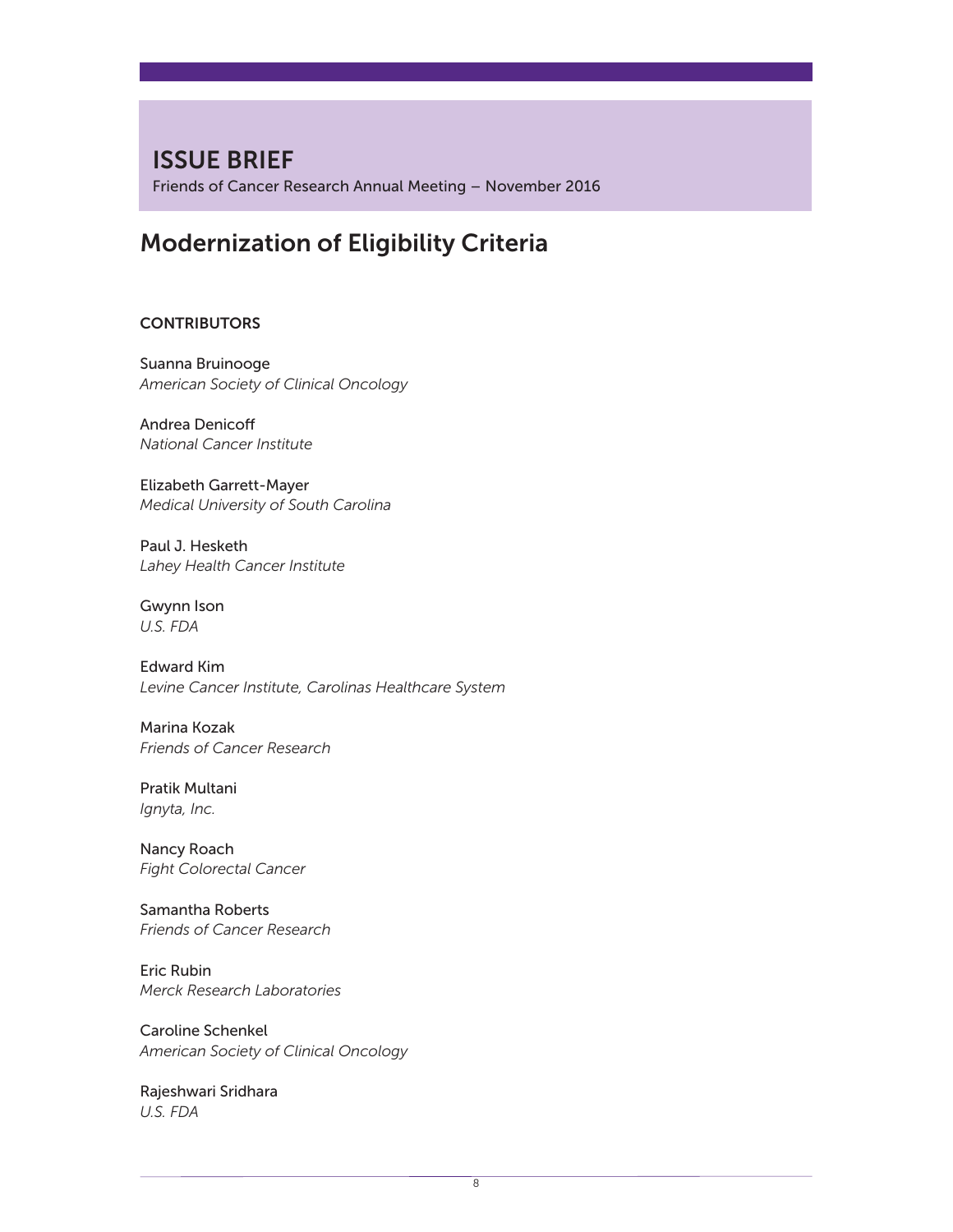# ISSUE BRIEF

Friends of Cancer Research Annual Meeting – November 2016

## Modernization of Eligibility Criteria

### CONTRIBUTORS

Suanna Bruinooge
*American Society of Clinical Oncology*

Andrea Denicoff
*National Cancer Institute*

Elizabeth Garrett-Mayer
*Medical University of South Carolina*

Paul J. Hesketh
*Lahey Health Cancer Institute*

Gwynn Ison
*U.S. FDA*

Edward Kim
*Levine Cancer Institute, Carolinas Healthcare System*

Marina Kozak
*Friends of Cancer Research*

Pratik Multani
*Ignyta, Inc.*

Nancy Roach
*Fight Colorectal Cancer*

Samantha Roberts
*Friends of Cancer Research*

Eric Rubin
*Merck Research Laboratories*

Caroline Schenkel
*American Society of Clinical Oncology*

Rajeshwari Sridhara
*U.S. FDA*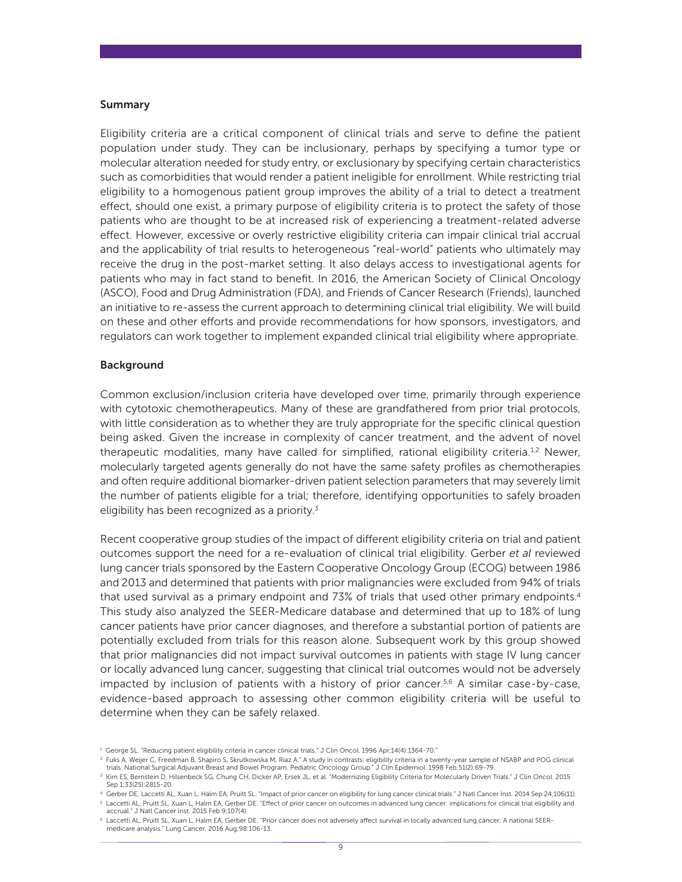## Summary

Eligibility criteria are a critical component of clinical trials and serve to define the patient population under study. They can be inclusionary, perhaps by specifying a tumor type or molecular alteration needed for study entry, or exclusionary by specifying certain characteristics such as comorbidities that would render a patient ineligible for enrollment. While restricting trial eligibility to a homogenous patient group improves the ability of a trial to detect a treatment effect, should one exist, a primary purpose of eligibility criteria is to protect the safety of those patients who are thought to be at increased risk of experiencing a treatment-related adverse effect. However, excessive or overly restrictive eligibility criteria can impair clinical trial accrual and the applicability of trial results to heterogeneous "real-world" patients who ultimately may receive the drug in the post-market setting. It also delays access to investigational agents for patients who may in fact stand to benefit. In 2016, the American Society of Clinical Oncology (ASCO), Food and Drug Administration (FDA), and Friends of Cancer Research (Friends), launched an initiative to re-assess the current approach to determining clinical trial eligibility. We will build on these and other efforts and provide recommendations for how sponsors, investigators, and regulators can work together to implement expanded clinical trial eligibility where appropriate.

## Background

Common exclusion/inclusion criteria have developed over time, primarily through experience with cytotoxic chemotherapeutics. Many of these are grandfathered from prior trial protocols, with little consideration as to whether they are truly appropriate for the specific clinical question being asked. Given the increase in complexity of cancer treatment, and the advent of novel therapeutic modalities, many have called for simplified, rational eligibility criteria.[1,2] Newer, molecularly targeted agents generally do not have the same safety profiles as chemotherapies and often require additional biomarker-driven patient selection parameters that may severely limit the number of patients eligible for a trial; therefore, identifying opportunities to safely broaden eligibility has been recognized as a priority.[3]

Recent cooperative group studies of the impact of different eligibility criteria on trial and patient outcomes support the need for a re-evaluation of clinical trial eligibility. Gerber *et al* reviewed lung cancer trials sponsored by the Eastern Cooperative Oncology Group (ECOG) between 1986 and 2013 and determined that patients with prior malignancies were excluded from 94% of trials that used survival as a primary endpoint and 73% of trials that used other primary endpoints.[4] This study also analyzed the SEER-Medicare database and determined that up to 18% of lung cancer patients have prior cancer diagnoses, and therefore a substantial portion of patients are potentially excluded from trials for this reason alone. Subsequent work by this group showed that prior malignancies did not impact survival outcomes in patients with stage IV lung cancer or locally advanced lung cancer, suggesting that clinical trial outcomes would not be adversely impacted by inclusion of patients with a history of prior cancer.[5,6] A similar case-by-case, evidence-based approach to assessing other common eligibility criteria will be useful to determine when they can be safely relaxed.

[1] George SL. "Reducing patient eligibility criteria in cancer clinical trials." J Clin Oncol. 1996 Apr;14(4):1364-70."

[2] Fuks A, Weijer C, Freedman B, Shapiro S, Skrutkowska M, Riaz A." A study in contrasts: eligibility criteria in a twenty-year sample of NSABP and POG clinical trials. National Surgical Adjuvant Breast and Bowel Program. Pediatric Oncology Group." J Clin Epidemiol. 1998 Feb;51(2):69-79.

[3] Kim ES, Bernstein D, Hilsenbeck SG, Chung CH, Dicker AP, Ersek JL, et al. "Modernizing Eligibility Criteria for Molecularly Driven Trials." J Clin Oncol. 2015 Sep 1;33(25):2815-20.

[4] Gerber DE, Laccetti AL, Xuan L, Halm EA, Pruitt SL. "Impact of prior cancer on eligibility for lung cancer clinical trials." J Natl Cancer Inst. 2014 Sep 24;106(11).

[5] Laccetti AL, Pruitt SL, Xuan L, Halm EA, Gerber DE. "Effect of prior cancer on outcomes in advanced lung cancer: implications for clinical trial eligibility and accrual." J Natl Cancer Inst. 2015 Feb 9;107(4).

[6] Laccetti AL, Pruitt SL, Xuan L, Halm EA, Gerber DE. "Prior cancer does not adversely affect survival in locally advanced lung cancer: A national SEER-medicare analysis." Lung Cancer. 2016 Aug;98:106-13.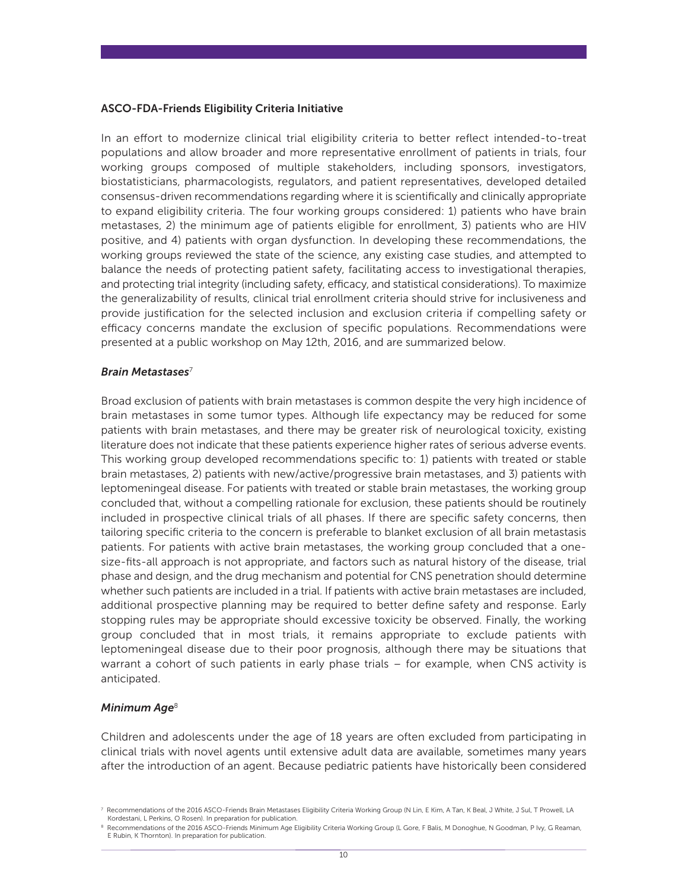### ASCO-FDA-Friends Eligibility Criteria Initiative

In an effort to modernize clinical trial eligibility criteria to better reflect intended-to-treat populations and allow broader and more representative enrollment of patients in trials, four working groups composed of multiple stakeholders, including sponsors, investigators, biostatisticians, pharmacologists, regulators, and patient representatives, developed detailed consensus-driven recommendations regarding where it is scientifically and clinically appropriate to expand eligibility criteria. The four working groups considered: 1) patients who have brain metastases, 2) the minimum age of patients eligible for enrollment, 3) patients who are HIV positive, and 4) patients with organ dysfunction. In developing these recommendations, the working groups reviewed the state of the science, any existing case studies, and attempted to balance the needs of protecting patient safety, facilitating access to investigational therapies, and protecting trial integrity (including safety, efficacy, and statistical considerations). To maximize the generalizability of results, clinical trial enrollment criteria should strive for inclusiveness and provide justification for the selected inclusion and exclusion criteria if compelling safety or efficacy concerns mandate the exclusion of specific populations. Recommendations were presented at a public workshop on May 12th, 2016, and are summarized below.

#### *Brain Metastases*[7]

Broad exclusion of patients with brain metastases is common despite the very high incidence of brain metastases in some tumor types. Although life expectancy may be reduced for some patients with brain metastases, and there may be greater risk of neurological toxicity, existing literature does not indicate that these patients experience higher rates of serious adverse events. This working group developed recommendations specific to: 1) patients with treated or stable brain metastases, 2) patients with new/active/progressive brain metastases, and 3) patients with leptomeningeal disease. For patients with treated or stable brain metastases, the working group concluded that, without a compelling rationale for exclusion, these patients should be routinely included in prospective clinical trials of all phases. If there are specific safety concerns, then tailoring specific criteria to the concern is preferable to blanket exclusion of all brain metastasis patients. For patients with active brain metastases, the working group concluded that a one-size-fits-all approach is not appropriate, and factors such as natural history of the disease, trial phase and design, and the drug mechanism and potential for CNS penetration should determine whether such patients are included in a trial. If patients with active brain metastases are included, additional prospective planning may be required to better define safety and response. Early stopping rules may be appropriate should excessive toxicity be observed. Finally, the working group concluded that in most trials, it remains appropriate to exclude patients with leptomeningeal disease due to their poor prognosis, although there may be situations that warrant a cohort of such patients in early phase trials – for example, when CNS activity is anticipated.

#### *Minimum Age*[8]

Children and adolescents under the age of 18 years are often excluded from participating in clinical trials with novel agents until extensive adult data are available, sometimes many years after the introduction of an agent. Because pediatric patients have historically been considered

---

[7] Recommendations of the 2016 ASCO-Friends Brain Metastases Eligibility Criteria Working Group (N Lin, E Kim, A Tan, K Beal, J White, J Sul, T Prowell, LA Kordestani, L Perkins, O Rosen). In preparation for publication.

[8] Recommendations of the 2016 ASCO-Friends Minimum Age Eligibility Criteria Working Group (L Gore, F Balis, M Donoghue, N Goodman, P Ivy, G Reaman, E Rubin, K Thornton). In preparation for publication.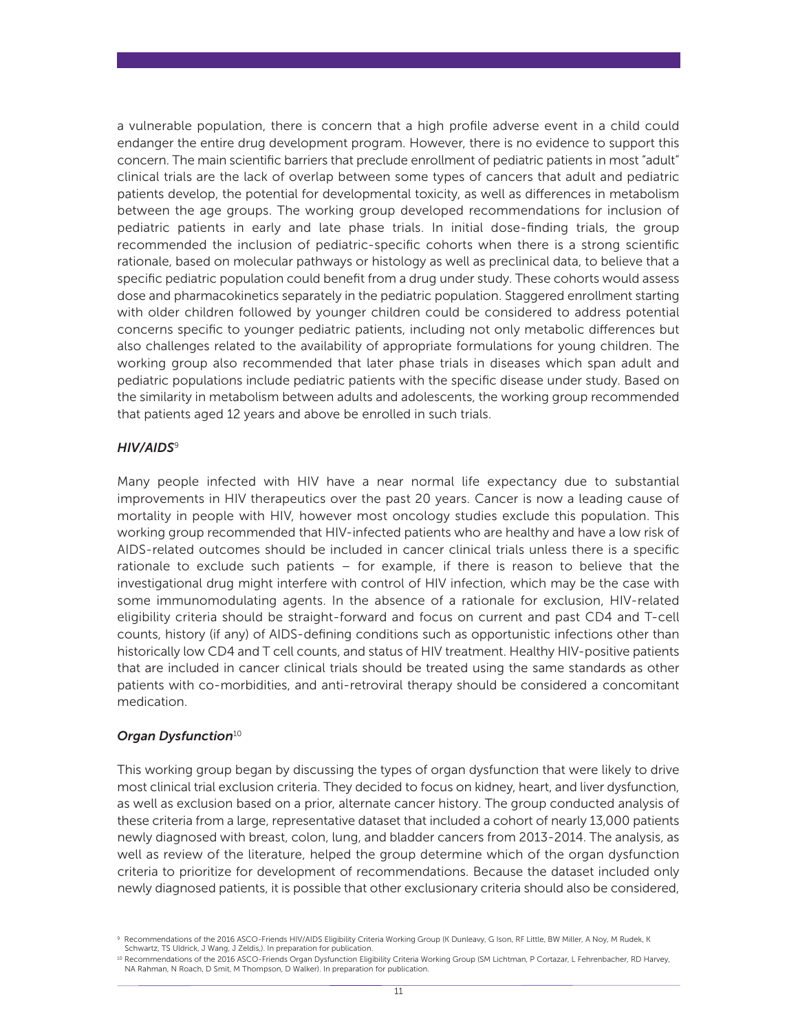a vulnerable population, there is concern that a high profile adverse event in a child could endanger the entire drug development program. However, there is no evidence to support this concern. The main scientific barriers that preclude enrollment of pediatric patients in most "adult" clinical trials are the lack of overlap between some types of cancers that adult and pediatric patients develop, the potential for developmental toxicity, as well as differences in metabolism between the age groups. The working group developed recommendations for inclusion of pediatric patients in early and late phase trials. In initial dose-finding trials, the group recommended the inclusion of pediatric-specific cohorts when there is a strong scientific rationale, based on molecular pathways or histology as well as preclinical data, to believe that a specific pediatric population could benefit from a drug under study. These cohorts would assess dose and pharmacokinetics separately in the pediatric population. Staggered enrollment starting with older children followed by younger children could be considered to address potential concerns specific to younger pediatric patients, including not only metabolic differences but also challenges related to the availability of appropriate formulations for young children. The working group also recommended that later phase trials in diseases which span adult and pediatric populations include pediatric patients with the specific disease under study. Based on the similarity in metabolism between adults and adolescents, the working group recommended that patients aged 12 years and above be enrolled in such trials.

### *HIV/AIDS*[9]

Many people infected with HIV have a near normal life expectancy due to substantial improvements in HIV therapeutics over the past 20 years. Cancer is now a leading cause of mortality in people with HIV, however most oncology studies exclude this population. This working group recommended that HIV-infected patients who are healthy and have a low risk of AIDS-related outcomes should be included in cancer clinical trials unless there is a specific rationale to exclude such patients – for example, if there is reason to believe that the investigational drug might interfere with control of HIV infection, which may be the case with some immunomodulating agents. In the absence of a rationale for exclusion, HIV-related eligibility criteria should be straight-forward and focus on current and past CD4 and T-cell counts, history (if any) of AIDS-defining conditions such as opportunistic infections other than historically low CD4 and T cell counts, and status of HIV treatment. Healthy HIV-positive patients that are included in cancer clinical trials should be treated using the same standards as other patients with co-morbidities, and anti-retroviral therapy should be considered a concomitant medication.

### *Organ Dysfunction*[10]

This working group began by discussing the types of organ dysfunction that were likely to drive most clinical trial exclusion criteria. They decided to focus on kidney, heart, and liver dysfunction, as well as exclusion based on a prior, alternate cancer history. The group conducted analysis of these criteria from a large, representative dataset that included a cohort of nearly 13,000 patients newly diagnosed with breast, colon, lung, and bladder cancers from 2013-2014. The analysis, as well as review of the literature, helped the group determine which of the organ dysfunction criteria to prioritize for development of recommendations. Because the dataset included only newly diagnosed patients, it is possible that other exclusionary criteria should also be considered,

---

[9] Recommendations of the 2016 ASCO-Friends HIV/AIDS Eligibility Criteria Working Group (K Dunleavy, G Ison, RF Little, BW Miller, A Noy, M Rudek, K Schwartz, TS Uldrick, J Wang, J Zeldis,). In preparation for publication.

[10] Recommendations of the 2016 ASCO-Friends Organ Dysfunction Eligibility Criteria Working Group (SM Lichtman, P Cortazar, L Fehrenbacher, RD Harvey, NA Rahman, N Roach, D Smit, M Thompson, D Walker). In preparation for publication.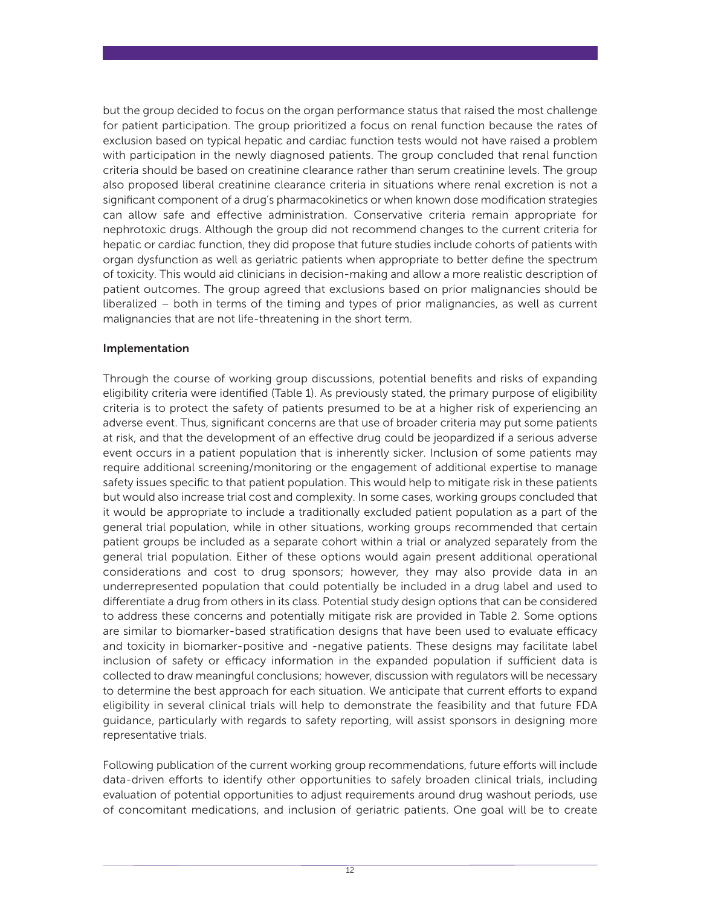but the group decided to focus on the organ performance status that raised the most challenge for patient participation. The group prioritized a focus on renal function because the rates of exclusion based on typical hepatic and cardiac function tests would not have raised a problem with participation in the newly diagnosed patients. The group concluded that renal function criteria should be based on creatinine clearance rather than serum creatinine levels. The group also proposed liberal creatinine clearance criteria in situations where renal excretion is not a significant component of a drug's pharmacokinetics or when known dose modification strategies can allow safe and effective administration. Conservative criteria remain appropriate for nephrotoxic drugs. Although the group did not recommend changes to the current criteria for hepatic or cardiac function, they did propose that future studies include cohorts of patients with organ dysfunction as well as geriatric patients when appropriate to better define the spectrum of toxicity. This would aid clinicians in decision-making and allow a more realistic description of patient outcomes. The group agreed that exclusions based on prior malignancies should be liberalized – both in terms of the timing and types of prior malignancies, as well as current malignancies that are not life-threatening in the short term.

**Implementation**

Through the course of working group discussions, potential benefits and risks of expanding eligibility criteria were identified (Table 1). As previously stated, the primary purpose of eligibility criteria is to protect the safety of patients presumed to be at a higher risk of experiencing an adverse event. Thus, significant concerns are that use of broader criteria may put some patients at risk, and that the development of an effective drug could be jeopardized if a serious adverse event occurs in a patient population that is inherently sicker. Inclusion of some patients may require additional screening/monitoring or the engagement of additional expertise to manage safety issues specific to that patient population. This would help to mitigate risk in these patients but would also increase trial cost and complexity. In some cases, working groups concluded that it would be appropriate to include a traditionally excluded patient population as a part of the general trial population, while in other situations, working groups recommended that certain patient groups be included as a separate cohort within a trial or analyzed separately from the general trial population. Either of these options would again present additional operational considerations and cost to drug sponsors; however, they may also provide data in an underrepresented population that could potentially be included in a drug label and used to differentiate a drug from others in its class. Potential study design options that can be considered to address these concerns and potentially mitigate risk are provided in Table 2. Some options are similar to biomarker-based stratification designs that have been used to evaluate efficacy and toxicity in biomarker-positive and -negative patients. These designs may facilitate label inclusion of safety or efficacy information in the expanded population if sufficient data is collected to draw meaningful conclusions; however, discussion with regulators will be necessary to determine the best approach for each situation. We anticipate that current efforts to expand eligibility in several clinical trials will help to demonstrate the feasibility and that future FDA guidance, particularly with regards to safety reporting, will assist sponsors in designing more representative trials.

Following publication of the current working group recommendations, future efforts will include data-driven efforts to identify other opportunities to safely broaden clinical trials, including evaluation of potential opportunities to adjust requirements around drug washout periods, use of concomitant medications, and inclusion of geriatric patients. One goal will be to create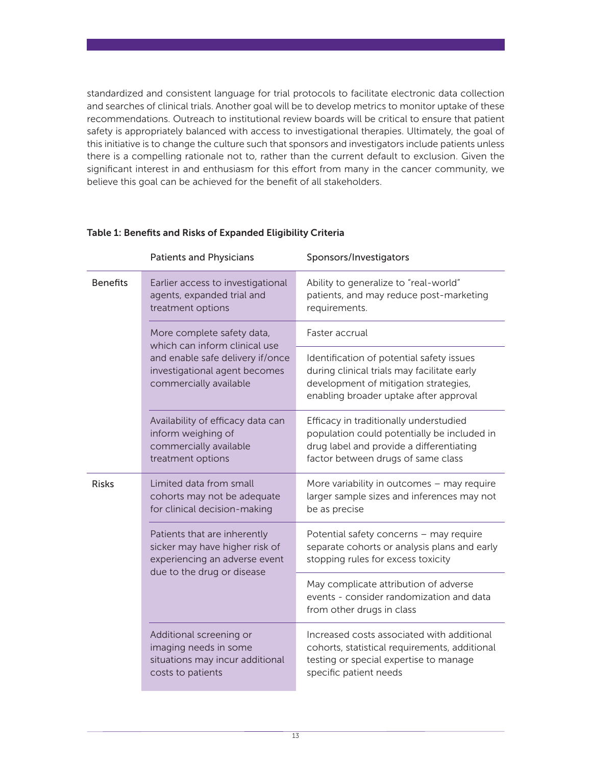standardized and consistent language for trial protocols to facilitate electronic data collection and searches of clinical trials. Another goal will be to develop metrics to monitor uptake of these recommendations. Outreach to institutional review boards will be critical to ensure that patient safety is appropriately balanced with access to investigational therapies. Ultimately, the goal of this initiative is to change the culture such that sponsors and investigators include patients unless there is a compelling rationale not to, rather than the current default to exclusion. Given the significant interest in and enthusiasm for this effort from many in the cancer community, we believe this goal can be achieved for the benefit of all stakeholders.

**Table 1: Benefits and Risks of Expanded Eligibility Criteria**

| | Patients and Physicians | Sponsors/Investigators |
|---|---|---|
| Benefits | Earlier access to investigational agents, expanded trial and treatment options | Ability to generalize to "real-world" patients, and may reduce post-marketing requirements. |
| | More complete safety data, which can inform clinical use and enable safe delivery if/once investigational agent becomes commercially available | Faster accrual |
| | | Identification of potential safety issues during clinical trials may facilitate early development of mitigation strategies, enabling broader uptake after approval |
| | Availability of efficacy data can inform weighing of commercially available treatment options | Efficacy in traditionally understudied population could potentially be included in drug label and provide a differentiating factor between drugs of same class |
| Risks | Limited data from small cohorts may not be adequate for clinical decision-making | More variability in outcomes – may require larger sample sizes and inferences may not be as precise |
| | Patients that are inherently sicker may have higher risk of experiencing an adverse event due to the drug or disease | Potential safety concerns – may require separate cohorts or analysis plans and early stopping rules for excess toxicity |
| | | May complicate attribution of adverse events - consider randomization and data from other drugs in class |
| | Additional screening or imaging needs in some situations may incur additional costs to patients | Increased costs associated with additional cohorts, statistical requirements, additional testing or special expertise to manage specific patient needs |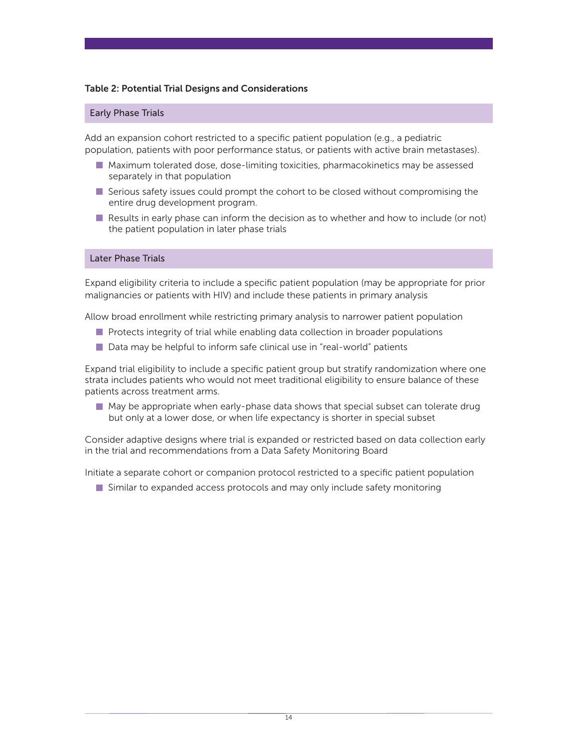**Table 2: Potential Trial Designs and Considerations**

### Early Phase Trials

Add an expansion cohort restricted to a specific patient population (e.g., a pediatric population, patients with poor performance status, or patients with active brain metastases).

- Maximum tolerated dose, dose-limiting toxicities, pharmacokinetics may be assessed separately in that population
- Serious safety issues could prompt the cohort to be closed without compromising the entire drug development program.
- Results in early phase can inform the decision as to whether and how to include (or not) the patient population in later phase trials

### Later Phase Trials

Expand eligibility criteria to include a specific patient population (may be appropriate for prior malignancies or patients with HIV) and include these patients in primary analysis

Allow broad enrollment while restricting primary analysis to narrower patient population

- Protects integrity of trial while enabling data collection in broader populations
- Data may be helpful to inform safe clinical use in "real-world" patients

Expand trial eligibility to include a specific patient group but stratify randomization where one strata includes patients who would not meet traditional eligibility to ensure balance of these patients across treatment arms.

- May be appropriate when early-phase data shows that special subset can tolerate drug but only at a lower dose, or when life expectancy is shorter in special subset

Consider adaptive designs where trial is expanded or restricted based on data collection early in the trial and recommendations from a Data Safety Monitoring Board

Initiate a separate cohort or companion protocol restricted to a specific patient population

- Similar to expanded access protocols and may only include safety monitoring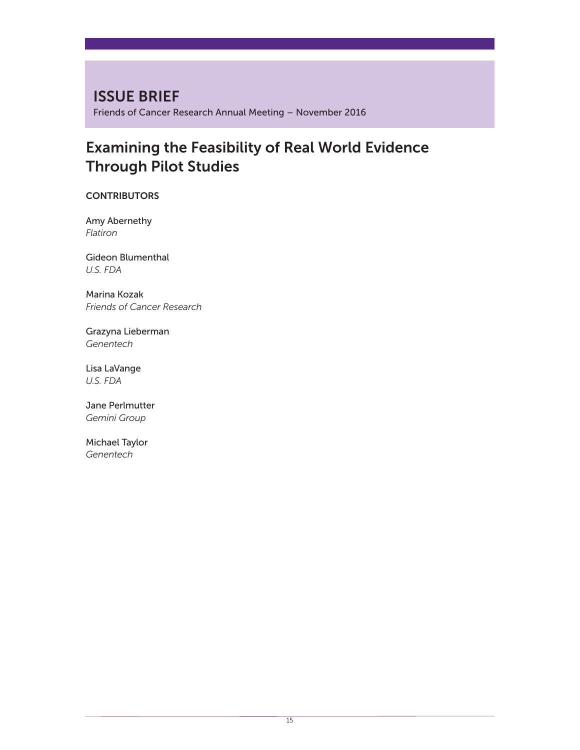# ISSUE BRIEF

Friends of Cancer Research Annual Meeting – November 2016

## Examining the Feasibility of Real World Evidence Through Pilot Studies

### CONTRIBUTORS

Amy Abernethy
*Flatiron*

Gideon Blumenthal
*U.S. FDA*

Marina Kozak
*Friends of Cancer Research*

Grazyna Lieberman
*Genentech*

Lisa LaVange
*U.S. FDA*

Jane Perlmutter
*Gemini Group*

Michael Taylor
*Genentech*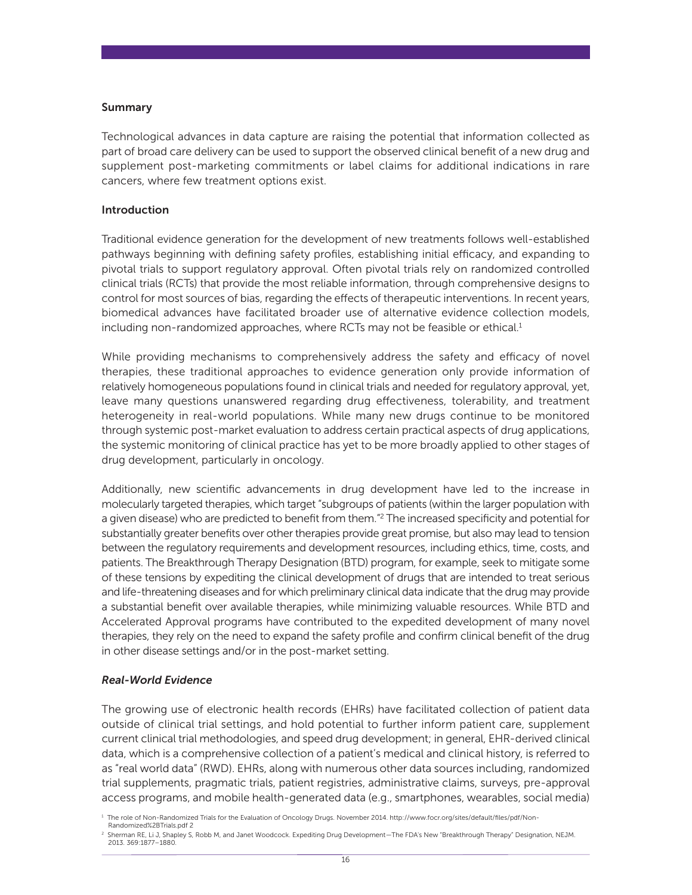### Summary

Technological advances in data capture are raising the potential that information collected as part of broad care delivery can be used to support the observed clinical benefit of a new drug and supplement post-marketing commitments or label claims for additional indications in rare cancers, where few treatment options exist.

### Introduction

Traditional evidence generation for the development of new treatments follows well-established pathways beginning with defining safety profiles, establishing initial efficacy, and expanding to pivotal trials to support regulatory approval. Often pivotal trials rely on randomized controlled clinical trials (RCTs) that provide the most reliable information, through comprehensive designs to control for most sources of bias, regarding the effects of therapeutic interventions. In recent years, biomedical advances have facilitated broader use of alternative evidence collection models, including non-randomized approaches, where RCTs may not be feasible or ethical.[1]

While providing mechanisms to comprehensively address the safety and efficacy of novel therapies, these traditional approaches to evidence generation only provide information of relatively homogeneous populations found in clinical trials and needed for regulatory approval, yet, leave many questions unanswered regarding drug effectiveness, tolerability, and treatment heterogeneity in real-world populations. While many new drugs continue to be monitored through systemic post-market evaluation to address certain practical aspects of drug applications, the systemic monitoring of clinical practice has yet to be more broadly applied to other stages of drug development, particularly in oncology.

Additionally, new scientific advancements in drug development have led to the increase in molecularly targeted therapies, which target "subgroups of patients (within the larger population with a given disease) who are predicted to benefit from them."[2] The increased specificity and potential for substantially greater benefits over other therapies provide great promise, but also may lead to tension between the regulatory requirements and development resources, including ethics, time, costs, and patients. The Breakthrough Therapy Designation (BTD) program, for example, seek to mitigate some of these tensions by expediting the clinical development of drugs that are intended to treat serious and life-threatening diseases and for which preliminary clinical data indicate that the drug may provide a substantial benefit over available therapies, while minimizing valuable resources. While BTD and Accelerated Approval programs have contributed to the expedited development of many novel therapies, they rely on the need to expand the safety profile and confirm clinical benefit of the drug in other disease settings and/or in the post-market setting.

#### *Real-World Evidence*

The growing use of electronic health records (EHRs) have facilitated collection of patient data outside of clinical trial settings, and hold potential to further inform patient care, supplement current clinical trial methodologies, and speed drug development; in general, EHR-derived clinical data, which is a comprehensive collection of a patient's medical and clinical history, is referred to as "real world data" (RWD). EHRs, along with numerous other data sources including, randomized trial supplements, pragmatic trials, patient registries, administrative claims, surveys, pre-approval access programs, and mobile health-generated data (e.g., smartphones, wearables, social media)

[1] The role of Non-Randomized Trials for the Evaluation of Oncology Drugs. November 2014. http://www.focr.org/sites/default/files/pdf/Non-Randomized%2BTrials.pdf 2

[2] Sherman RE, Li J, Shapley S, Robb M, and Janet Woodcock. Expediting Drug Development—The FDA's New "Breakthrough Therapy" Designation, NEJM. 2013. 369:1877–1880.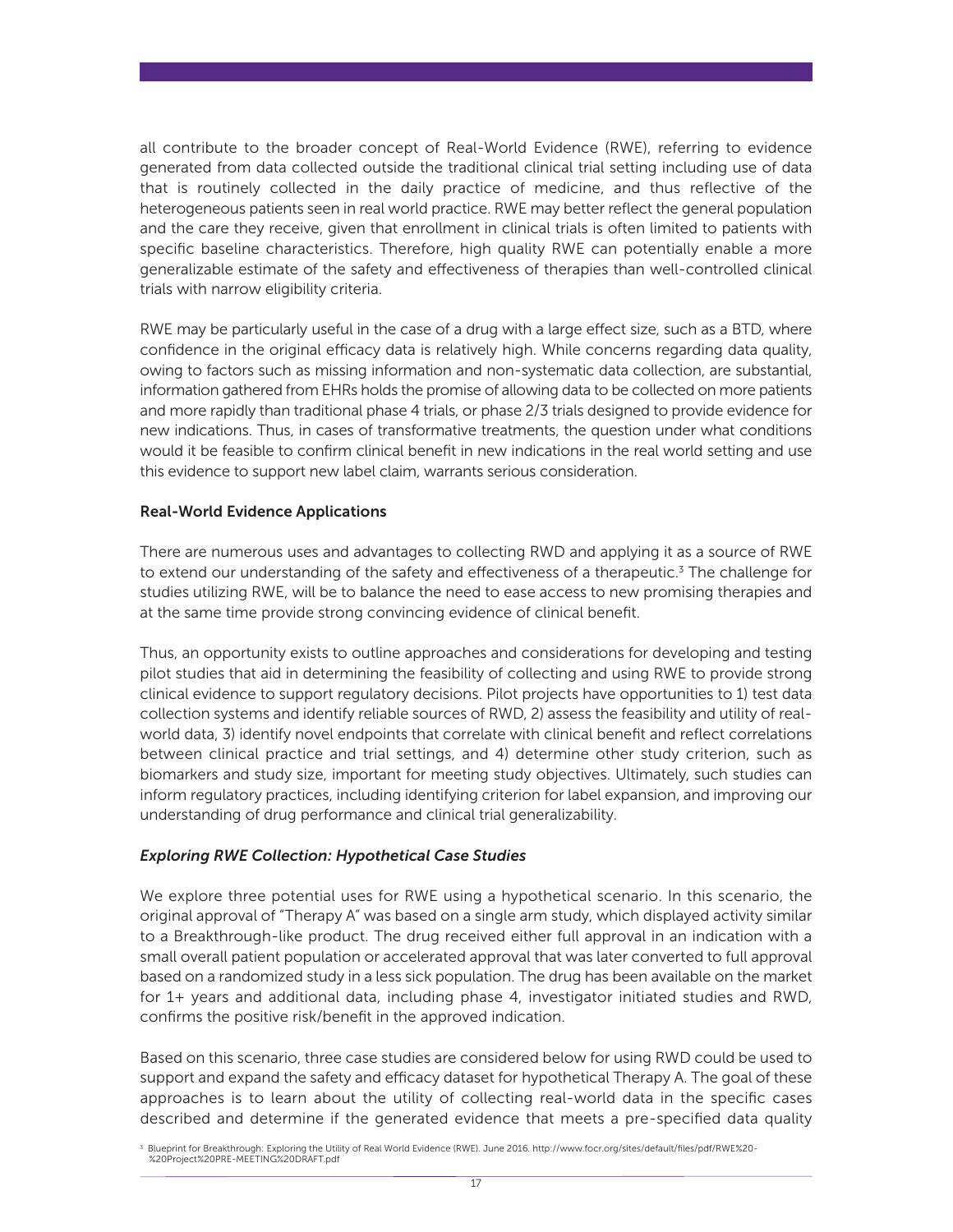all contribute to the broader concept of Real-World Evidence (RWE), referring to evidence generated from data collected outside the traditional clinical trial setting including use of data that is routinely collected in the daily practice of medicine, and thus reflective of the heterogeneous patients seen in real world practice. RWE may better reflect the general population and the care they receive, given that enrollment in clinical trials is often limited to patients with specific baseline characteristics. Therefore, high quality RWE can potentially enable a more generalizable estimate of the safety and effectiveness of therapies than well-controlled clinical trials with narrow eligibility criteria.

RWE may be particularly useful in the case of a drug with a large effect size, such as a BTD, where confidence in the original efficacy data is relatively high. While concerns regarding data quality, owing to factors such as missing information and non-systematic data collection, are substantial, information gathered from EHRs holds the promise of allowing data to be collected on more patients and more rapidly than traditional phase 4 trials, or phase 2/3 trials designed to provide evidence for new indications. Thus, in cases of transformative treatments, the question under what conditions would it be feasible to confirm clinical benefit in new indications in the real world setting and use this evidence to support new label claim, warrants serious consideration.

**Real-World Evidence Applications**

There are numerous uses and advantages to collecting RWD and applying it as a source of RWE to extend our understanding of the safety and effectiveness of a therapeutic.[3] The challenge for studies utilizing RWE, will be to balance the need to ease access to new promising therapies and at the same time provide strong convincing evidence of clinical benefit.

Thus, an opportunity exists to outline approaches and considerations for developing and testing pilot studies that aid in determining the feasibility of collecting and using RWE to provide strong clinical evidence to support regulatory decisions. Pilot projects have opportunities to 1) test data collection systems and identify reliable sources of RWD, 2) assess the feasibility and utility of real-world data, 3) identify novel endpoints that correlate with clinical benefit and reflect correlations between clinical practice and trial settings, and 4) determine other study criterion, such as biomarkers and study size, important for meeting study objectives. Ultimately, such studies can inform regulatory practices, including identifying criterion for label expansion, and improving our understanding of drug performance and clinical trial generalizability.

***Exploring RWE Collection: Hypothetical Case Studies***

We explore three potential uses for RWE using a hypothetical scenario. In this scenario, the original approval of "Therapy A" was based on a single arm study, which displayed activity similar to a Breakthrough-like product. The drug received either full approval in an indication with a small overall patient population or accelerated approval that was later converted to full approval based on a randomized study in a less sick population. The drug has been available on the market for 1+ years and additional data, including phase 4, investigator initiated studies and RWD, confirms the positive risk/benefit in the approved indication.

Based on this scenario, three case studies are considered below for using RWD could be used to support and expand the safety and efficacy dataset for hypothetical Therapy A. The goal of these approaches is to learn about the utility of collecting real-world data in the specific cases described and determine if the generated evidence that meets a pre-specified data quality

[3] Blueprint for Breakthrough: Exploring the Utility of Real World Evidence (RWE). June 2016. http://www.focr.org/sites/default/files/pdf/RWE%20-%20Project%20PRE-MEETING%20DRAFT.pdf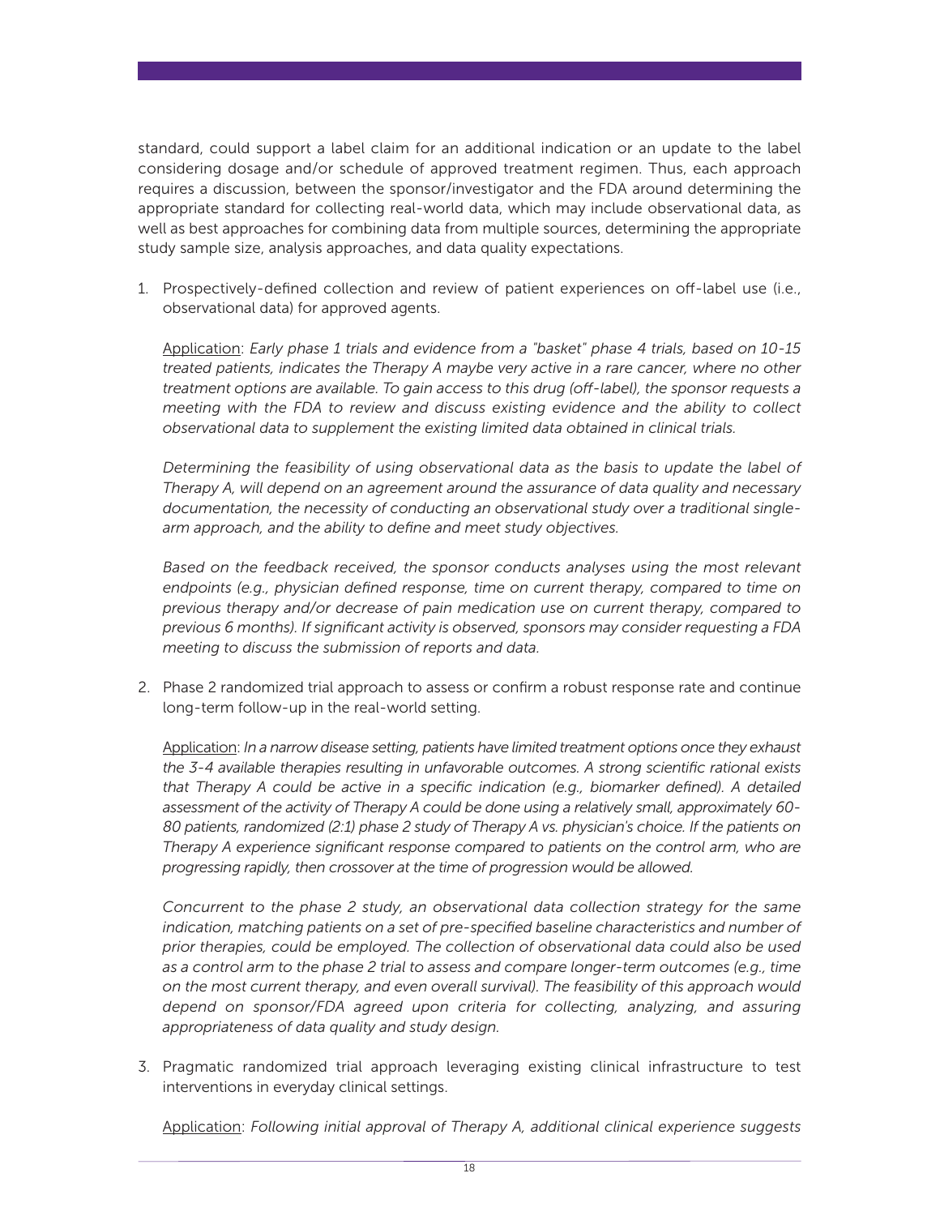standard, could support a label claim for an additional indication or an update to the label considering dosage and/or schedule of approved treatment regimen. Thus, each approach requires a discussion, between the sponsor/investigator and the FDA around determining the appropriate standard for collecting real-world data, which may include observational data, as well as best approaches for combining data from multiple sources, determining the appropriate study sample size, analysis approaches, and data quality expectations.

1. Prospectively-defined collection and review of patient experiences on off-label use (i.e., observational data) for approved agents.

   Application: *Early phase 1 trials and evidence from a "basket" phase 4 trials, based on 10-15 treated patients, indicates the Therapy A maybe very active in a rare cancer, where no other treatment options are available. To gain access to this drug (off-label), the sponsor requests a meeting with the FDA to review and discuss existing evidence and the ability to collect observational data to supplement the existing limited data obtained in clinical trials.*

   *Determining the feasibility of using observational data as the basis to update the label of Therapy A, will depend on an agreement around the assurance of data quality and necessary documentation, the necessity of conducting an observational study over a traditional single-arm approach, and the ability to define and meet study objectives.*

   *Based on the feedback received, the sponsor conducts analyses using the most relevant endpoints (e.g., physician defined response, time on current therapy, compared to time on previous therapy and/or decrease of pain medication use on current therapy, compared to previous 6 months). If significant activity is observed, sponsors may consider requesting a FDA meeting to discuss the submission of reports and data.*

2. Phase 2 randomized trial approach to assess or confirm a robust response rate and continue long-term follow-up in the real-world setting.

   Application: *In a narrow disease setting, patients have limited treatment options once they exhaust the 3-4 available therapies resulting in unfavorable outcomes. A strong scientific rational exists that Therapy A could be active in a specific indication (e.g., biomarker defined). A detailed assessment of the activity of Therapy A could be done using a relatively small, approximately 60-80 patients, randomized (2:1) phase 2 study of Therapy A vs. physician's choice. If the patients on Therapy A experience significant response compared to patients on the control arm, who are progressing rapidly, then crossover at the time of progression would be allowed.*

   *Concurrent to the phase 2 study, an observational data collection strategy for the same indication, matching patients on a set of pre-specified baseline characteristics and number of prior therapies, could be employed. The collection of observational data could also be used as a control arm to the phase 2 trial to assess and compare longer-term outcomes (e.g., time on the most current therapy, and even overall survival). The feasibility of this approach would depend on sponsor/FDA agreed upon criteria for collecting, analyzing, and assuring appropriateness of data quality and study design.*

3. Pragmatic randomized trial approach leveraging existing clinical infrastructure to test interventions in everyday clinical settings.

   Application: *Following initial approval of Therapy A, additional clinical experience suggests*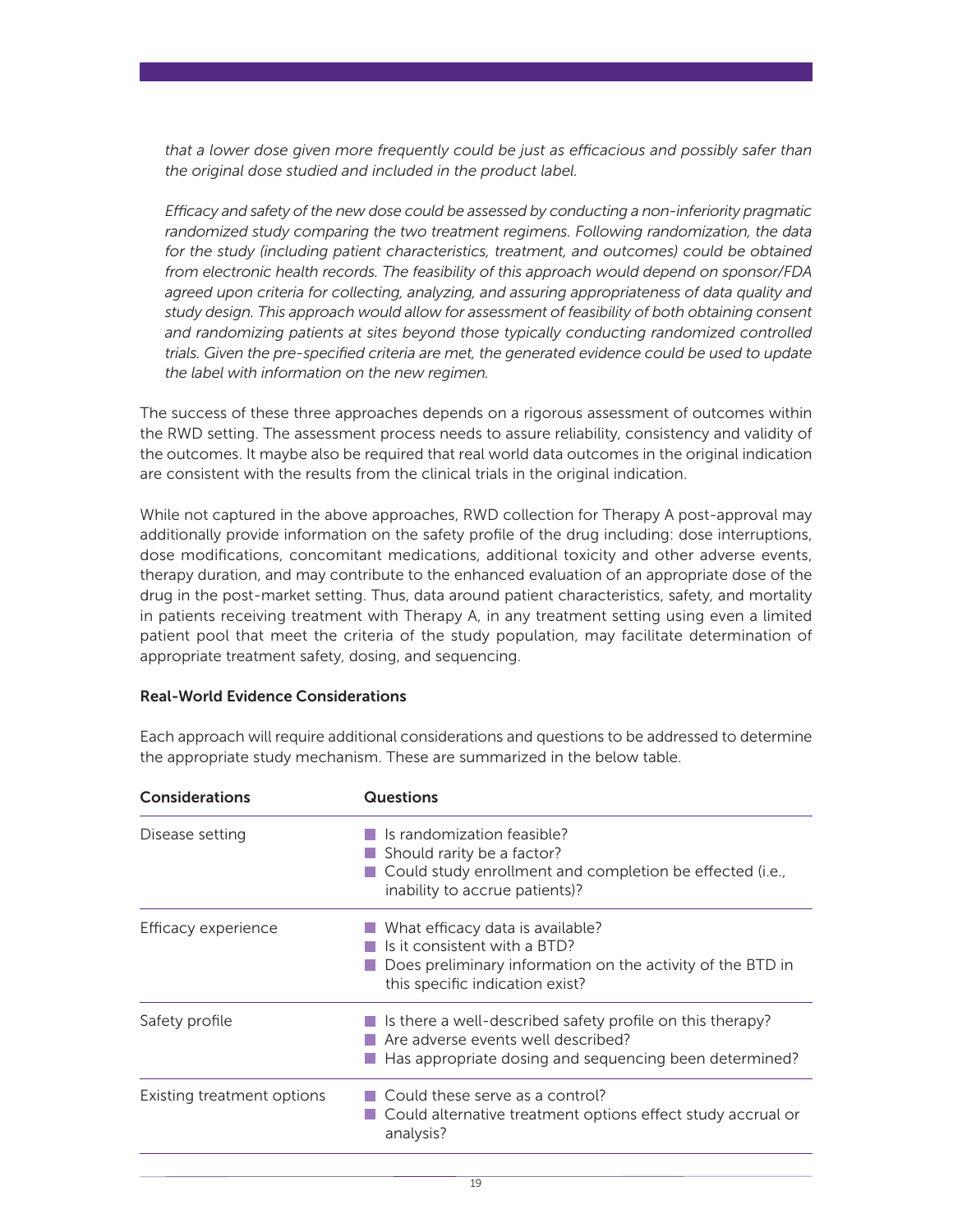*that a lower dose given more frequently could be just as efficacious and possibly safer than the original dose studied and included in the product label.*

*Efficacy and safety of the new dose could be assessed by conducting a non-inferiority pragmatic randomized study comparing the two treatment regimens. Following randomization, the data for the study (including patient characteristics, treatment, and outcomes) could be obtained from electronic health records. The feasibility of this approach would depend on sponsor/FDA agreed upon criteria for collecting, analyzing, and assuring appropriateness of data quality and study design. This approach would allow for assessment of feasibility of both obtaining consent and randomizing patients at sites beyond those typically conducting randomized controlled trials. Given the pre-specified criteria are met, the generated evidence could be used to update the label with information on the new regimen.*

The success of these three approaches depends on a rigorous assessment of outcomes within the RWD setting. The assessment process needs to assure reliability, consistency and validity of the outcomes. It maybe also be required that real world data outcomes in the original indication are consistent with the results from the clinical trials in the original indication.

While not captured in the above approaches, RWD collection for Therapy A post-approval may additionally provide information on the safety profile of the drug including: dose interruptions, dose modifications, concomitant medications, additional toxicity and other adverse events, therapy duration, and may contribute to the enhanced evaluation of an appropriate dose of the drug in the post-market setting. Thus, data around patient characteristics, safety, and mortality in patients receiving treatment with Therapy A, in any treatment setting using even a limited patient pool that meet the criteria of the study population, may facilitate determination of appropriate treatment safety, dosing, and sequencing.

**Real-World Evidence Considerations**

Each approach will require additional considerations and questions to be addressed to determine the appropriate study mechanism. These are summarized in the below table.

| Considerations | Questions |
|---|---|
| Disease setting | ■ Is randomization feasible?<br>■ Should rarity be a factor?<br>■ Could study enrollment and completion be effected (i.e., inability to accrue patients)? |
| Efficacy experience | ■ What efficacy data is available?<br>■ Is it consistent with a BTD?<br>■ Does preliminary information on the activity of the BTD in this specific indication exist? |
| Safety profile | ■ Is there a well-described safety profile on this therapy?<br>■ Are adverse events well described?<br>■ Has appropriate dosing and sequencing been determined? |
| Existing treatment options | ■ Could these serve as a control?<br>■ Could alternative treatment options effect study accrual or analysis? |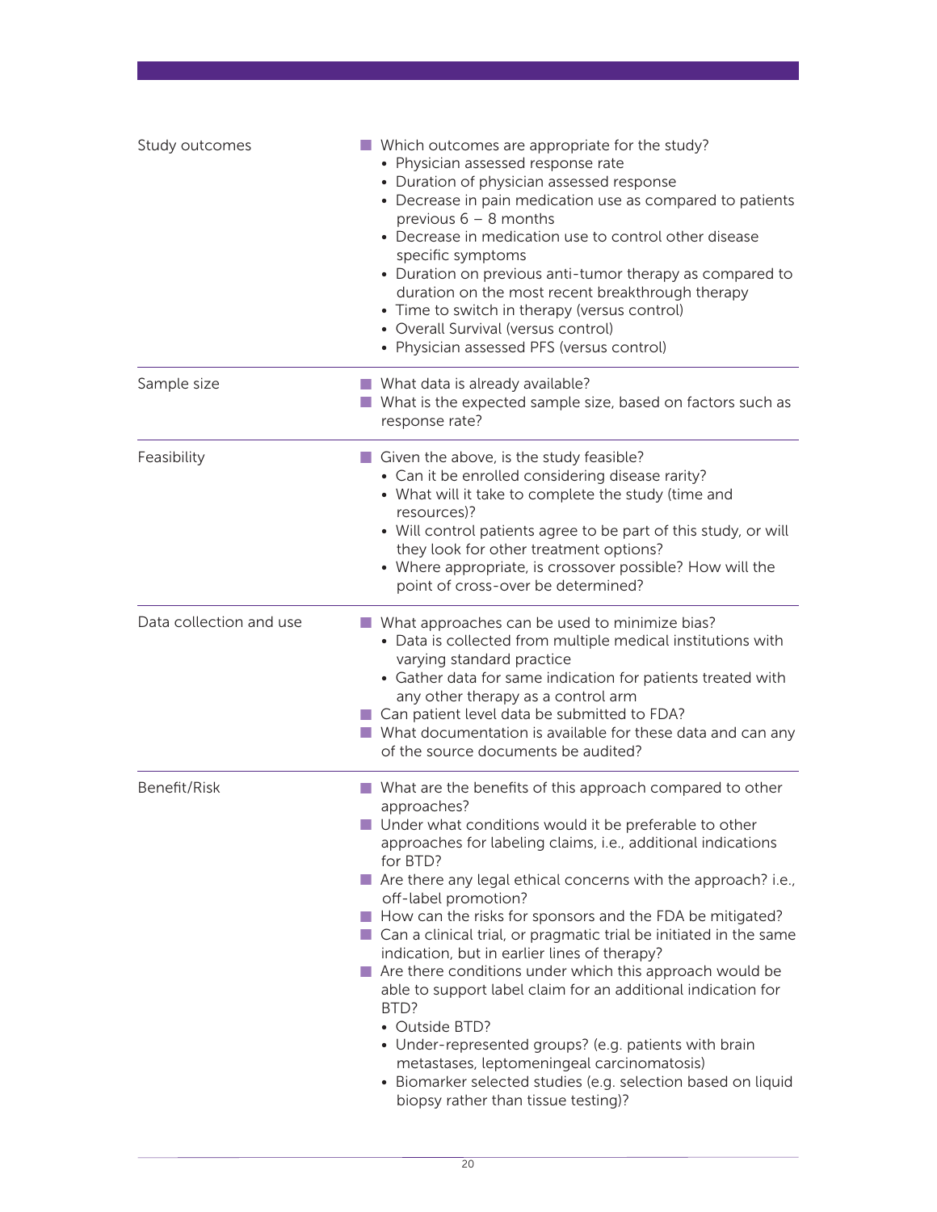| | |
|---|---|
| Study outcomes | ■ Which outcomes are appropriate for the study?<br>• Physician assessed response rate<br>• Duration of physician assessed response<br>• Decrease in pain medication use as compared to patients previous 6 – 8 months<br>• Decrease in medication use to control other disease specific symptoms<br>• Duration on previous anti-tumor therapy as compared to duration on the most recent breakthrough therapy<br>• Time to switch in therapy (versus control)<br>• Overall Survival (versus control)<br>• Physician assessed PFS (versus control) |
| Sample size | ■ What data is already available?<br>■ What is the expected sample size, based on factors such as response rate? |
| Feasibility | ■ Given the above, is the study feasible?<br>• Can it be enrolled considering disease rarity?<br>• What will it take to complete the study (time and resources)?<br>• Will control patients agree to be part of this study, or will they look for other treatment options?<br>• Where appropriate, is crossover possible? How will the point of cross-over be determined? |
| Data collection and use | ■ What approaches can be used to minimize bias?<br>• Data is collected from multiple medical institutions with varying standard practice<br>• Gather data for same indication for patients treated with any other therapy as a control arm<br>■ Can patient level data be submitted to FDA?<br>■ What documentation is available for these data and can any of the source documents be audited? |
| Benefit/Risk | ■ What are the benefits of this approach compared to other approaches?<br>■ Under what conditions would it be preferable to other approaches for labeling claims, i.e., additional indications for BTD?<br>■ Are there any legal ethical concerns with the approach? i.e., off-label promotion?<br>■ How can the risks for sponsors and the FDA be mitigated?<br>■ Can a clinical trial, or pragmatic trial be initiated in the same indication, but in earlier lines of therapy?<br>■ Are there conditions under which this approach would be able to support label claim for an additional indication for BTD?<br>• Outside BTD?<br>• Under-represented groups? (e.g. patients with brain metastases, leptomeningeal carcinomatosis)<br>• Biomarker selected studies (e.g. selection based on liquid biopsy rather than tissue testing)? |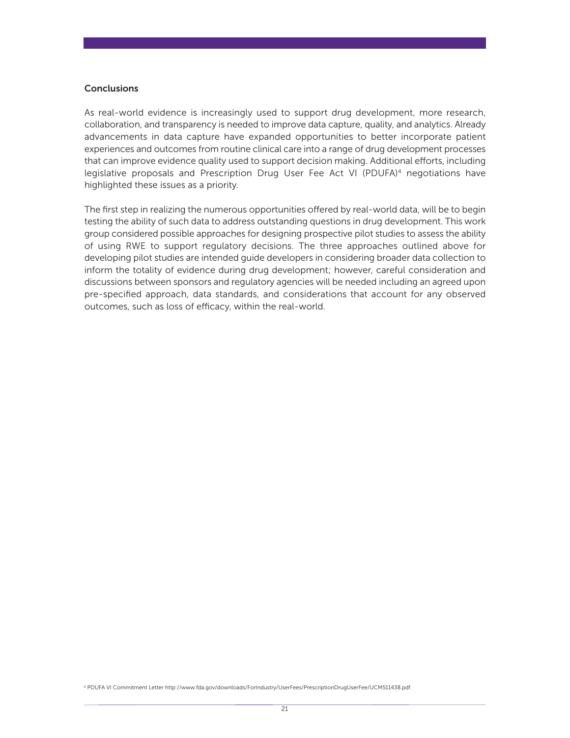## Conclusions

As real-world evidence is increasingly used to support drug development, more research, collaboration, and transparency is needed to improve data capture, quality, and analytics. Already advancements in data capture have expanded opportunities to better incorporate patient experiences and outcomes from routine clinical care into a range of drug development processes that can improve evidence quality used to support decision making. Additional efforts, including legislative proposals and Prescription Drug User Fee Act VI (PDUFA)[4] negotiations have highlighted these issues as a priority.

The first step in realizing the numerous opportunities offered by real-world data, will be to begin testing the ability of such data to address outstanding questions in drug development. This work group considered possible approaches for designing prospective pilot studies to assess the ability of using RWE to support regulatory decisions. The three approaches outlined above for developing pilot studies are intended guide developers in considering broader data collection to inform the totality of evidence during drug development; however, careful consideration and discussions between sponsors and regulatory agencies will be needed including an agreed upon pre-specified approach, data standards, and considerations that account for any observed outcomes, such as loss of efficacy, within the real-world.

[4] PDUFA VI Commitment Letter http://www.fda.gov/downloads/ForIndustry/UserFees/PrescriptionDrugUserFee/UCM511438.pdf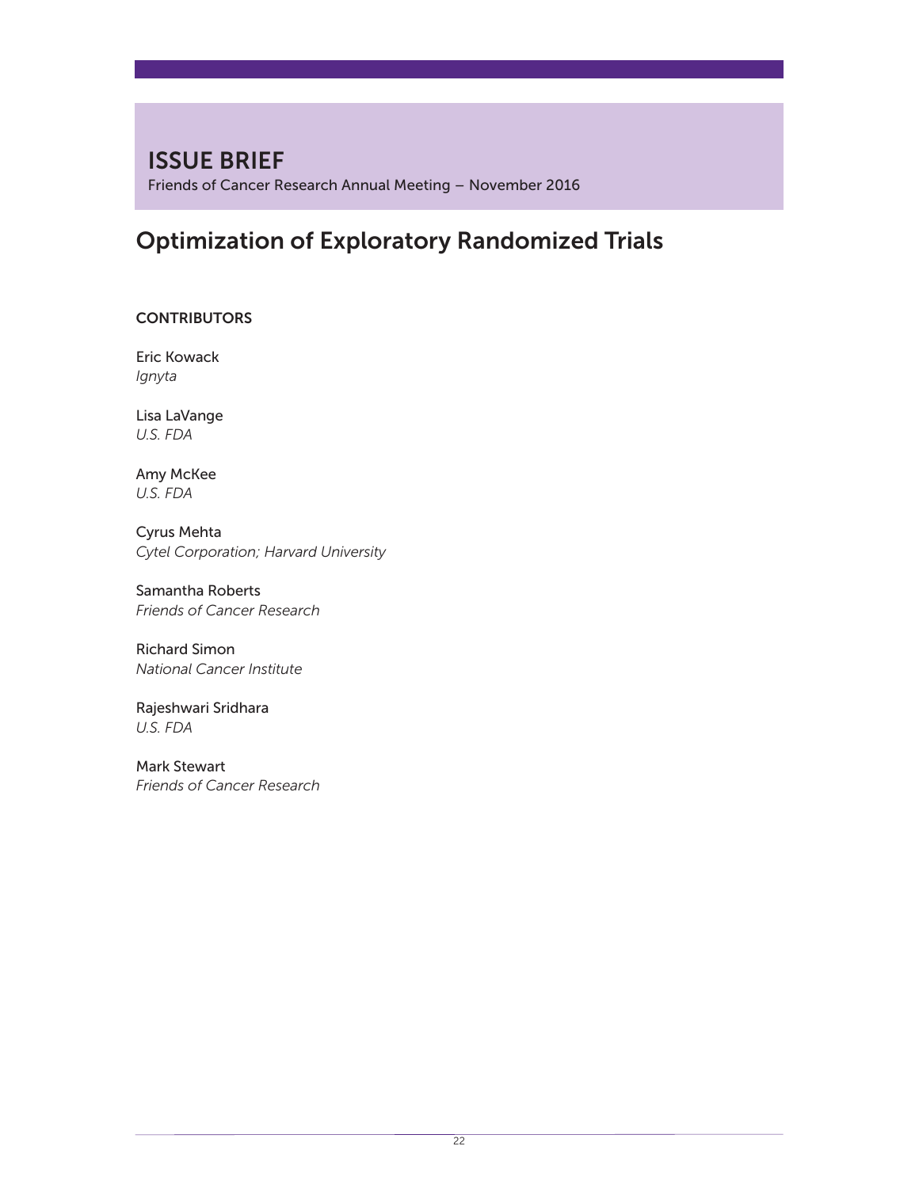## ISSUE BRIEF

Friends of Cancer Research Annual Meeting – November 2016

# Optimization of Exploratory Randomized Trials

### CONTRIBUTORS

Eric Kowack
*Ignyta*

Lisa LaVange
*U.S. FDA*

Amy McKee
*U.S. FDA*

Cyrus Mehta
*Cytel Corporation; Harvard University*

Samantha Roberts
*Friends of Cancer Research*

Richard Simon
*National Cancer Institute*

Rajeshwari Sridhara
*U.S. FDA*

Mark Stewart
*Friends of Cancer Research*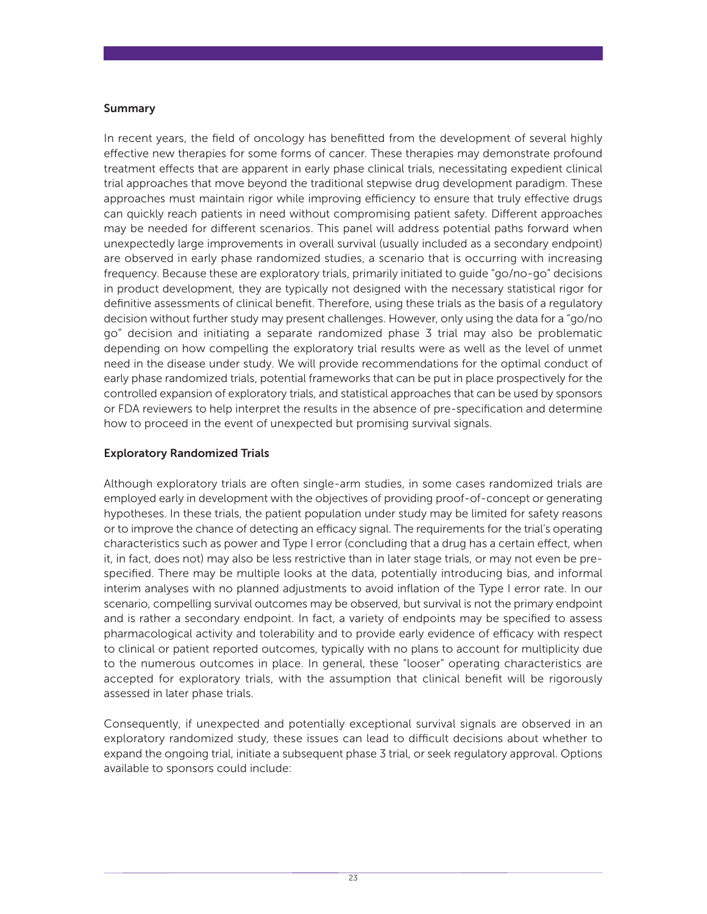## Summary

In recent years, the field of oncology has benefitted from the development of several highly effective new therapies for some forms of cancer. These therapies may demonstrate profound treatment effects that are apparent in early phase clinical trials, necessitating expedient clinical trial approaches that move beyond the traditional stepwise drug development paradigm. These approaches must maintain rigor while improving efficiency to ensure that truly effective drugs can quickly reach patients in need without compromising patient safety. Different approaches may be needed for different scenarios. This panel will address potential paths forward when unexpectedly large improvements in overall survival (usually included as a secondary endpoint) are observed in early phase randomized studies, a scenario that is occurring with increasing frequency. Because these are exploratory trials, primarily initiated to guide "go/no-go" decisions in product development, they are typically not designed with the necessary statistical rigor for definitive assessments of clinical benefit. Therefore, using these trials as the basis of a regulatory decision without further study may present challenges. However, only using the data for a "go/no go" decision and initiating a separate randomized phase 3 trial may also be problematic depending on how compelling the exploratory trial results were as well as the level of unmet need in the disease under study. We will provide recommendations for the optimal conduct of early phase randomized trials, potential frameworks that can be put in place prospectively for the controlled expansion of exploratory trials, and statistical approaches that can be used by sponsors or FDA reviewers to help interpret the results in the absence of pre-specification and determine how to proceed in the event of unexpected but promising survival signals.

## Exploratory Randomized Trials

Although exploratory trials are often single-arm studies, in some cases randomized trials are employed early in development with the objectives of providing proof-of-concept or generating hypotheses. In these trials, the patient population under study may be limited for safety reasons or to improve the chance of detecting an efficacy signal. The requirements for the trial's operating characteristics such as power and Type I error (concluding that a drug has a certain effect, when it, in fact, does not) may also be less restrictive than in later stage trials, or may not even be pre-specified. There may be multiple looks at the data, potentially introducing bias, and informal interim analyses with no planned adjustments to avoid inflation of the Type I error rate. In our scenario, compelling survival outcomes may be observed, but survival is not the primary endpoint and is rather a secondary endpoint. In fact, a variety of endpoints may be specified to assess pharmacological activity and tolerability and to provide early evidence of efficacy with respect to clinical or patient reported outcomes, typically with no plans to account for multiplicity due to the numerous outcomes in place. In general, these "looser" operating characteristics are accepted for exploratory trials, with the assumption that clinical benefit will be rigorously assessed in later phase trials.

Consequently, if unexpected and potentially exceptional survival signals are observed in an exploratory randomized study, these issues can lead to difficult decisions about whether to expand the ongoing trial, initiate a subsequent phase 3 trial, or seek regulatory approval. Options available to sponsors could include: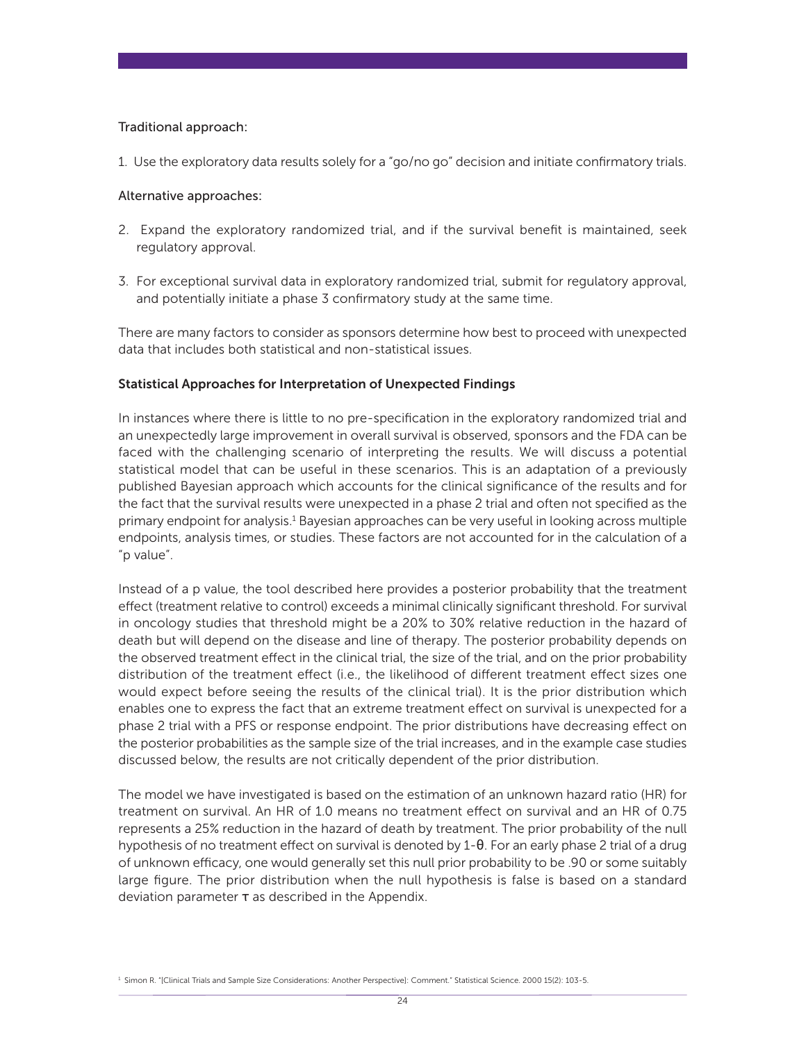Traditional approach:

1. Use the exploratory data results solely for a "go/no go" decision and initiate confirmatory trials.

Alternative approaches:

2. Expand the exploratory randomized trial, and if the survival benefit is maintained, seek regulatory approval.

3. For exceptional survival data in exploratory randomized trial, submit for regulatory approval, and potentially initiate a phase 3 confirmatory study at the same time.

There are many factors to consider as sponsors determine how best to proceed with unexpected data that includes both statistical and non-statistical issues.

### Statistical Approaches for Interpretation of Unexpected Findings

In instances where there is little to no pre-specification in the exploratory randomized trial and an unexpectedly large improvement in overall survival is observed, sponsors and the FDA can be faced with the challenging scenario of interpreting the results. We will discuss a potential statistical model that can be useful in these scenarios. This is an adaptation of a previously published Bayesian approach which accounts for the clinical significance of the results and for the fact that the survival results were unexpected in a phase 2 trial and often not specified as the primary endpoint for analysis.[1] Bayesian approaches can be very useful in looking across multiple endpoints, analysis times, or studies. These factors are not accounted for in the calculation of a "p value".

Instead of a p value, the tool described here provides a posterior probability that the treatment effect (treatment relative to control) exceeds a minimal clinically significant threshold. For survival in oncology studies that threshold might be a 20% to 30% relative reduction in the hazard of death but will depend on the disease and line of therapy. The posterior probability depends on the observed treatment effect in the clinical trial, the size of the trial, and on the prior probability distribution of the treatment effect (i.e., the likelihood of different treatment effect sizes one would expect before seeing the results of the clinical trial). It is the prior distribution which enables one to express the fact that an extreme treatment effect on survival is unexpected for a phase 2 trial with a PFS or response endpoint. The prior distributions have decreasing effect on the posterior probabilities as the sample size of the trial increases, and in the example case studies discussed below, the results are not critically dependent of the prior distribution.

The model we have investigated is based on the estimation of an unknown hazard ratio (HR) for treatment on survival. An HR of 1.0 means no treatment effect on survival and an HR of 0.75 represents a 25% reduction in the hazard of death by treatment. The prior probability of the null hypothesis of no treatment effect on survival is denoted by $1-\theta$. For an early phase 2 trial of a drug of unknown efficacy, one would generally set this null prior probability to be .90 or some suitably large figure. The prior distribution when the null hypothesis is false is based on a standard deviation parameter $\tau$ as described in the Appendix.

[1] Simon R. "[Clinical Trials and Sample Size Considerations: Another Perspective]: Comment." Statistical Science. 2000 15(2): 103-5.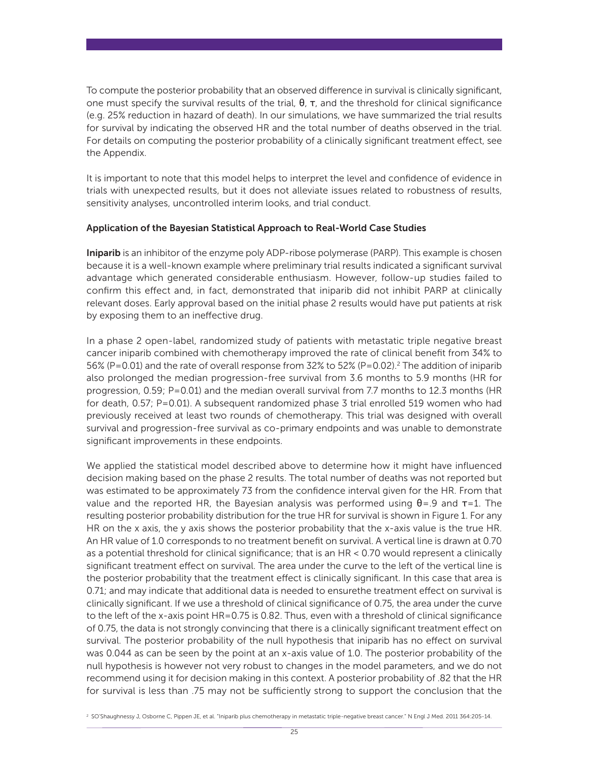To compute the posterior probability that an observed difference in survival is clinically significant, one must specify the survival results of the trial, $\theta$, $\tau$, and the threshold for clinical significance (e.g. 25% reduction in hazard of death). In our simulations, we have summarized the trial results for survival by indicating the observed HR and the total number of deaths observed in the trial. For details on computing the posterior probability of a clinically significant treatment effect, see the Appendix.

It is important to note that this model helps to interpret the level and confidence of evidence in trials with unexpected results, but it does not alleviate issues related to robustness of results, sensitivity analyses, uncontrolled interim looks, and trial conduct.

**Application of the Bayesian Statistical Approach to Real-World Case Studies**

**Iniparib** is an inhibitor of the enzyme poly ADP-ribose polymerase (PARP). This example is chosen because it is a well-known example where preliminary trial results indicated a significant survival advantage which generated considerable enthusiasm. However, follow-up studies failed to confirm this effect and, in fact, demonstrated that iniparib did not inhibit PARP at clinically relevant doses. Early approval based on the initial phase 2 results would have put patients at risk by exposing them to an ineffective drug.

In a phase 2 open-label, randomized study of patients with metastatic triple negative breast cancer iniparib combined with chemotherapy improved the rate of clinical benefit from 34% to 56% (P=0.01) and the rate of overall response from 32% to 52% (P=0.02).[2] The addition of iniparib also prolonged the median progression-free survival from 3.6 months to 5.9 months (HR for progression, 0.59; P=0.01) and the median overall survival from 7.7 months to 12.3 months (HR for death, 0.57; P=0.01). A subsequent randomized phase 3 trial enrolled 519 women who had previously received at least two rounds of chemotherapy. This trial was designed with overall survival and progression-free survival as co-primary endpoints and was unable to demonstrate significant improvements in these endpoints.

We applied the statistical model described above to determine how it might have influenced decision making based on the phase 2 results. The total number of deaths was not reported but was estimated to be approximately 73 from the confidence interval given for the HR. From that value and the reported HR, the Bayesian analysis was performed using $\theta$=.9 and $\tau$=1. The resulting posterior probability distribution for the true HR for survival is shown in Figure 1. For any HR on the x axis, the y axis shows the posterior probability that the x-axis value is the true HR. An HR value of 1.0 corresponds to no treatment benefit on survival. A vertical line is drawn at 0.70 as a potential threshold for clinical significance; that is an HR < 0.70 would represent a clinically significant treatment effect on survival. The area under the curve to the left of the vertical line is the posterior probability that the treatment effect is clinically significant. In this case that area is 0.71; and may indicate that additional data is needed to ensurethe treatment effect on survival is clinically significant. If we use a threshold of clinical significance of 0.75, the area under the curve to the left of the x-axis point HR=0.75 is 0.82. Thus, even with a threshold of clinical significance of 0.75, the data is not strongly convincing that there is a clinically significant treatment effect on survival. The posterior probability of the null hypothesis that iniparib has no effect on survival was 0.044 as can be seen by the point at an x-axis value of 1.0. The posterior probability of the null hypothesis is however not very robust to changes in the model parameters, and we do not recommend using it for decision making in this context. A posterior probability of .82 that the HR for survival is less than .75 may not be sufficiently strong to support the conclusion that the

[2] SO'Shaughnessy J, Osborne C, Pippen JE, et al. "Iniparib plus chemotherapy in metastatic triple-negative breast cancer." N Engl J Med. 2011 364:205-14.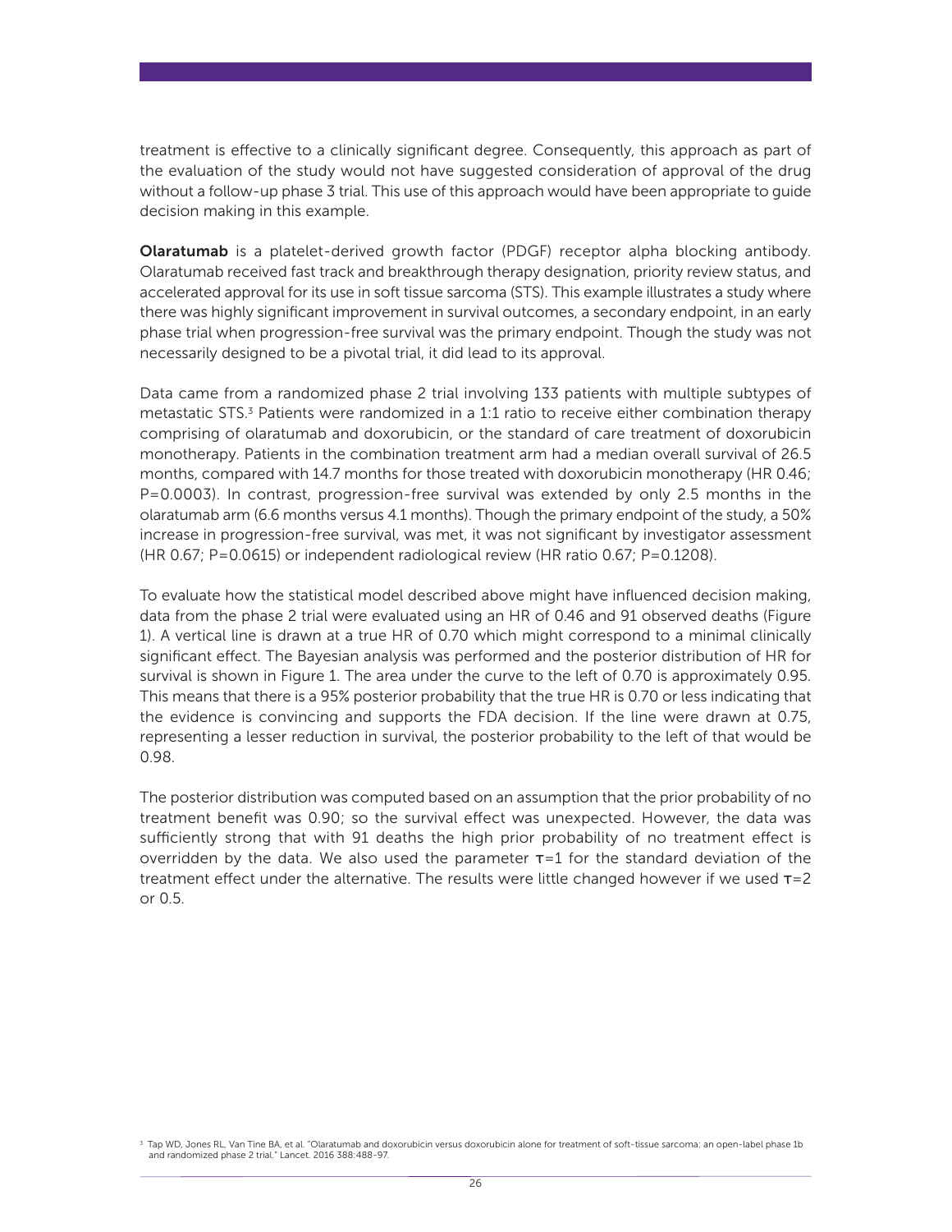treatment is effective to a clinically significant degree. Consequently, this approach as part of the evaluation of the study would not have suggested consideration of approval of the drug without a follow-up phase 3 trial. This use of this approach would have been appropriate to guide decision making in this example.

**Olaratumab** is a platelet-derived growth factor (PDGF) receptor alpha blocking antibody. Olaratumab received fast track and breakthrough therapy designation, priority review status, and accelerated approval for its use in soft tissue sarcoma (STS). This example illustrates a study where there was highly significant improvement in survival outcomes, a secondary endpoint, in an early phase trial when progression-free survival was the primary endpoint. Though the study was not necessarily designed to be a pivotal trial, it did lead to its approval.

Data came from a randomized phase 2 trial involving 133 patients with multiple subtypes of metastatic STS.[3] Patients were randomized in a 1:1 ratio to receive either combination therapy comprising of olaratumab and doxorubicin, or the standard of care treatment of doxorubicin monotherapy. Patients in the combination treatment arm had a median overall survival of 26.5 months, compared with 14.7 months for those treated with doxorubicin monotherapy (HR 0.46; P=0.0003). In contrast, progression-free survival was extended by only 2.5 months in the olaratumab arm (6.6 months versus 4.1 months). Though the primary endpoint of the study, a 50% increase in progression-free survival, was met, it was not significant by investigator assessment (HR 0.67; P=0.0615) or independent radiological review (HR ratio 0.67; P=0.1208).

To evaluate how the statistical model described above might have influenced decision making, data from the phase 2 trial were evaluated using an HR of 0.46 and 91 observed deaths (Figure 1). A vertical line is drawn at a true HR of 0.70 which might correspond to a minimal clinically significant effect. The Bayesian analysis was performed and the posterior distribution of HR for survival is shown in Figure 1. The area under the curve to the left of 0.70 is approximately 0.95. This means that there is a 95% posterior probability that the true HR is 0.70 or less indicating that the evidence is convincing and supports the FDA decision. If the line were drawn at 0.75, representing a lesser reduction in survival, the posterior probability to the left of that would be 0.98.

The posterior distribution was computed based on an assumption that the prior probability of no treatment benefit was 0.90; so the survival effect was unexpected. However, the data was sufficiently strong that with 91 deaths the high prior probability of no treatment effect is overridden by the data. We also used the parameter $\tau=1$ for the standard deviation of the treatment effect under the alternative. The results were little changed however if we used $\tau=2$ or 0.5.

[3] Tap WD, Jones RL, Van Tine BA, et al. "Olaratumab and doxorubicin versus doxorubicin alone for treatment of soft-tissue sarcoma: an open-label phase 1b and randomized phase 2 trial." Lancet. 2016 388:488-97.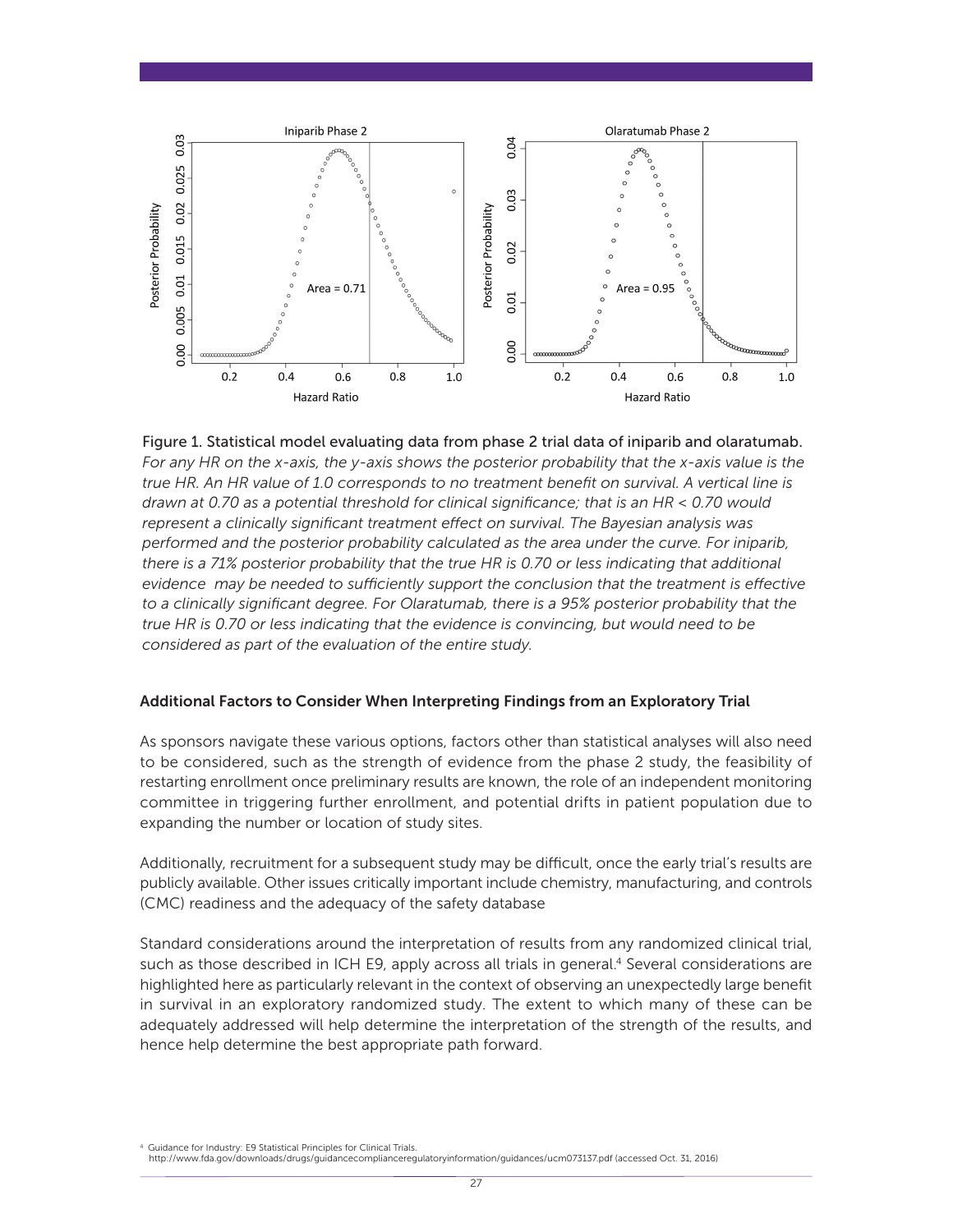Figure 1. Statistical model evaluating data from phase 2 trial data of iniparib and olaratumab. *For any HR on the x-axis, the y-axis shows the posterior probability that the x-axis value is the true HR. An HR value of 1.0 corresponds to no treatment benefit on survival. A vertical line is drawn at 0.70 as a potential threshold for clinical significance; that is an HR < 0.70 would represent a clinically significant treatment effect on survival. The Bayesian analysis was performed and the posterior probability calculated as the area under the curve. For iniparib, there is a 71% posterior probability that the true HR is 0.70 or less indicating that additional evidence may be needed to sufficiently support the conclusion that the treatment is effective to a clinically significant degree. For Olaratumab, there is a 95% posterior probability that the true HR is 0.70 or less indicating that the evidence is convincing, but would need to be considered as part of the evaluation of the entire study.*

### Additional Factors to Consider When Interpreting Findings from an Exploratory Trial

As sponsors navigate these various options, factors other than statistical analyses will also need to be considered, such as the strength of evidence from the phase 2 study, the feasibility of restarting enrollment once preliminary results are known, the role of an independent monitoring committee in triggering further enrollment, and potential drifts in patient population due to expanding the number or location of study sites.

Additionally, recruitment for a subsequent study may be difficult, once the early trial's results are publicly available. Other issues critically important include chemistry, manufacturing, and controls (CMC) readiness and the adequacy of the safety database

Standard considerations around the interpretation of results from any randomized clinical trial, such as those described in ICH E9, apply across all trials in general.[4] Several considerations are highlighted here as particularly relevant in the context of observing an unexpectedly large benefit in survival in an exploratory randomized study. The extent to which many of these can be adequately addressed will help determine the interpretation of the strength of the results, and hence help determine the best appropriate path forward.

[4] Guidance for Industry: E9 Statistical Principles for Clinical Trials. http://www.fda.gov/downloads/drugs/guidancecomplianceregulatoryinformation/guidances/ucm073137.pdf (accessed Oct. 31, 2016)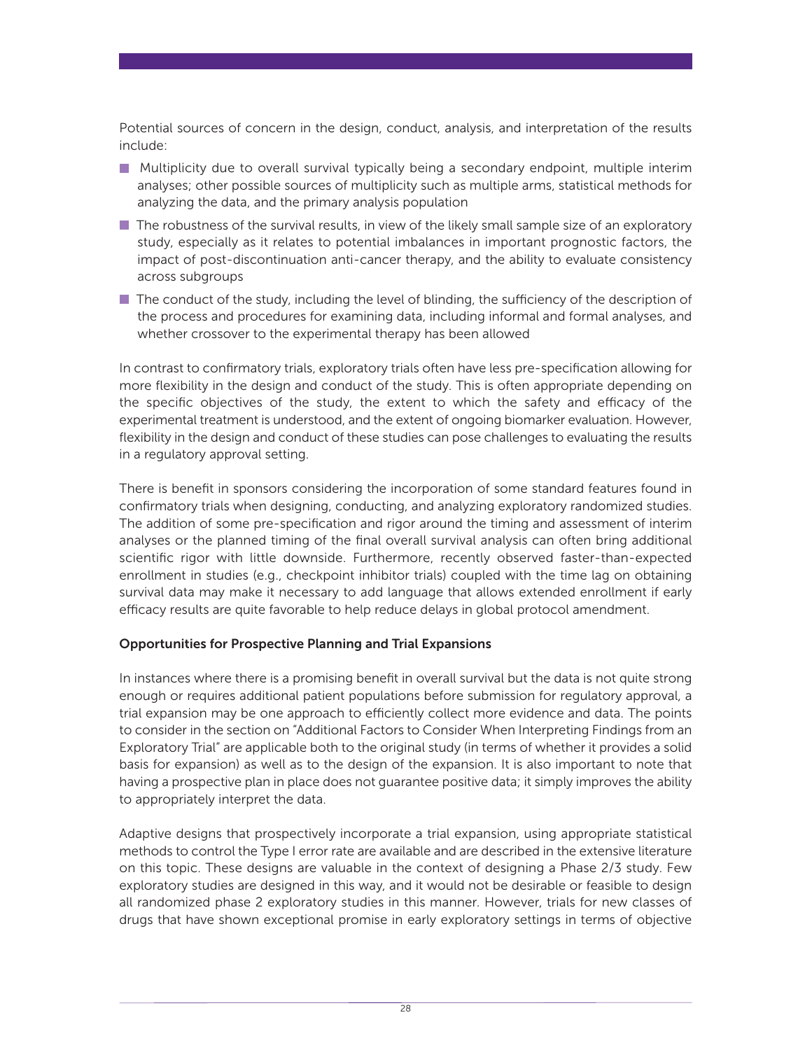Potential sources of concern in the design, conduct, analysis, and interpretation of the results include:

- Multiplicity due to overall survival typically being a secondary endpoint, multiple interim analyses; other possible sources of multiplicity such as multiple arms, statistical methods for analyzing the data, and the primary analysis population
- The robustness of the survival results, in view of the likely small sample size of an exploratory study, especially as it relates to potential imbalances in important prognostic factors, the impact of post-discontinuation anti-cancer therapy, and the ability to evaluate consistency across subgroups
- The conduct of the study, including the level of blinding, the sufficiency of the description of the process and procedures for examining data, including informal and formal analyses, and whether crossover to the experimental therapy has been allowed

In contrast to confirmatory trials, exploratory trials often have less pre-specification allowing for more flexibility in the design and conduct of the study. This is often appropriate depending on the specific objectives of the study, the extent to which the safety and efficacy of the experimental treatment is understood, and the extent of ongoing biomarker evaluation. However, flexibility in the design and conduct of these studies can pose challenges to evaluating the results in a regulatory approval setting.

There is benefit in sponsors considering the incorporation of some standard features found in confirmatory trials when designing, conducting, and analyzing exploratory randomized studies. The addition of some pre-specification and rigor around the timing and assessment of interim analyses or the planned timing of the final overall survival analysis can often bring additional scientific rigor with little downside. Furthermore, recently observed faster-than-expected enrollment in studies (e.g., checkpoint inhibitor trials) coupled with the time lag on obtaining survival data may make it necessary to add language that allows extended enrollment if early efficacy results are quite favorable to help reduce delays in global protocol amendment.

**Opportunities for Prospective Planning and Trial Expansions**

In instances where there is a promising benefit in overall survival but the data is not quite strong enough or requires additional patient populations before submission for regulatory approval, a trial expansion may be one approach to efficiently collect more evidence and data. The points to consider in the section on "Additional Factors to Consider When Interpreting Findings from an Exploratory Trial" are applicable both to the original study (in terms of whether it provides a solid basis for expansion) as well as to the design of the expansion. It is also important to note that having a prospective plan in place does not guarantee positive data; it simply improves the ability to appropriately interpret the data.

Adaptive designs that prospectively incorporate a trial expansion, using appropriate statistical methods to control the Type I error rate are available and are described in the extensive literature on this topic. These designs are valuable in the context of designing a Phase 2/3 study. Few exploratory studies are designed in this way, and it would not be desirable or feasible to design all randomized phase 2 exploratory studies in this manner. However, trials for new classes of drugs that have shown exceptional promise in early exploratory settings in terms of objective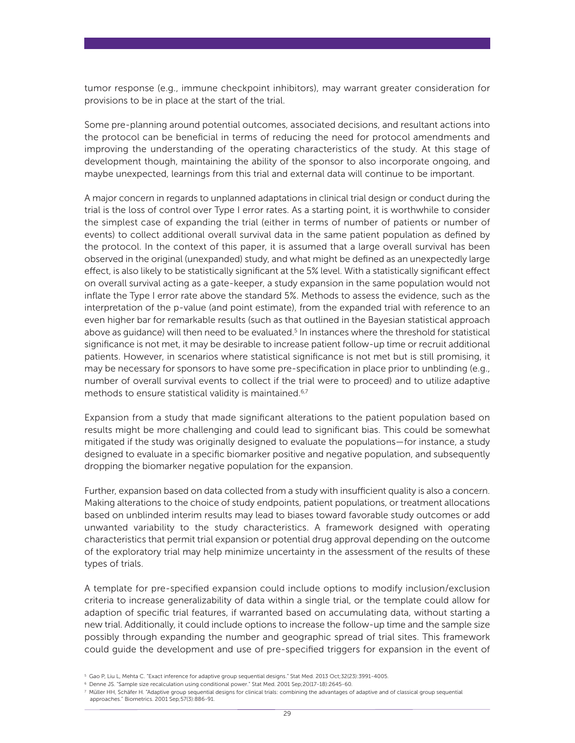tumor response (e.g., immune checkpoint inhibitors), may warrant greater consideration for provisions to be in place at the start of the trial.

Some pre-planning around potential outcomes, associated decisions, and resultant actions into the protocol can be beneficial in terms of reducing the need for protocol amendments and improving the understanding of the operating characteristics of the study. At this stage of development though, maintaining the ability of the sponsor to also incorporate ongoing, and maybe unexpected, learnings from this trial and external data will continue to be important.

A major concern in regards to unplanned adaptations in clinical trial design or conduct during the trial is the loss of control over Type I error rates. As a starting point, it is worthwhile to consider the simplest case of expanding the trial (either in terms of number of patients or number of events) to collect additional overall survival data in the same patient population as defined by the protocol. In the context of this paper, it is assumed that a large overall survival has been observed in the original (unexpanded) study, and what might be defined as an unexpectedly large effect, is also likely to be statistically significant at the 5% level. With a statistically significant effect on overall survival acting as a gate-keeper, a study expansion in the same population would not inflate the Type I error rate above the standard 5%. Methods to assess the evidence, such as the interpretation of the p-value (and point estimate), from the expanded trial with reference to an even higher bar for remarkable results (such as that outlined in the Bayesian statistical approach above as guidance) will then need to be evaluated.[5] In instances where the threshold for statistical significance is not met, it may be desirable to increase patient follow-up time or recruit additional patients. However, in scenarios where statistical significance is not met but is still promising, it may be necessary for sponsors to have some pre-specification in place prior to unblinding (e.g., number of overall survival events to collect if the trial were to proceed) and to utilize adaptive methods to ensure statistical validity is maintained.[6,7]

Expansion from a study that made significant alterations to the patient population based on results might be more challenging and could lead to significant bias. This could be somewhat mitigated if the study was originally designed to evaluate the populations—for instance, a study designed to evaluate in a specific biomarker positive and negative population, and subsequently dropping the biomarker negative population for the expansion.

Further, expansion based on data collected from a study with insufficient quality is also a concern. Making alterations to the choice of study endpoints, patient populations, or treatment allocations based on unblinded interim results may lead to biases toward favorable study outcomes or add unwanted variability to the study characteristics. A framework designed with operating characteristics that permit trial expansion or potential drug approval depending on the outcome of the exploratory trial may help minimize uncertainty in the assessment of the results of these types of trials.

A template for pre-specified expansion could include options to modify inclusion/exclusion criteria to increase generalizability of data within a single trial, or the template could allow for adaption of specific trial features, if warranted based on accumulating data, without starting a new trial. Additionally, it could include options to increase the follow-up time and the sample size possibly through expanding the number and geographic spread of trial sites. This framework could guide the development and use of pre-specified triggers for expansion in the event of

[5] Gao P, Liu L, Mehta C. "Exact inference for adaptive group sequential designs." Stat Med. 2013 Oct;32(23):3991-4005.

[6] Denne JS. "Sample size recalculation using conditional power." Stat Med. 2001 Sep;20(17-18):2645-60.

[7] Müller HH, Schäfer H. "Adaptive group sequential designs for clinical trials: combining the advantages of adaptive and of classical group sequential approaches." Biometrics. 2001 Sep;57(3):886-91.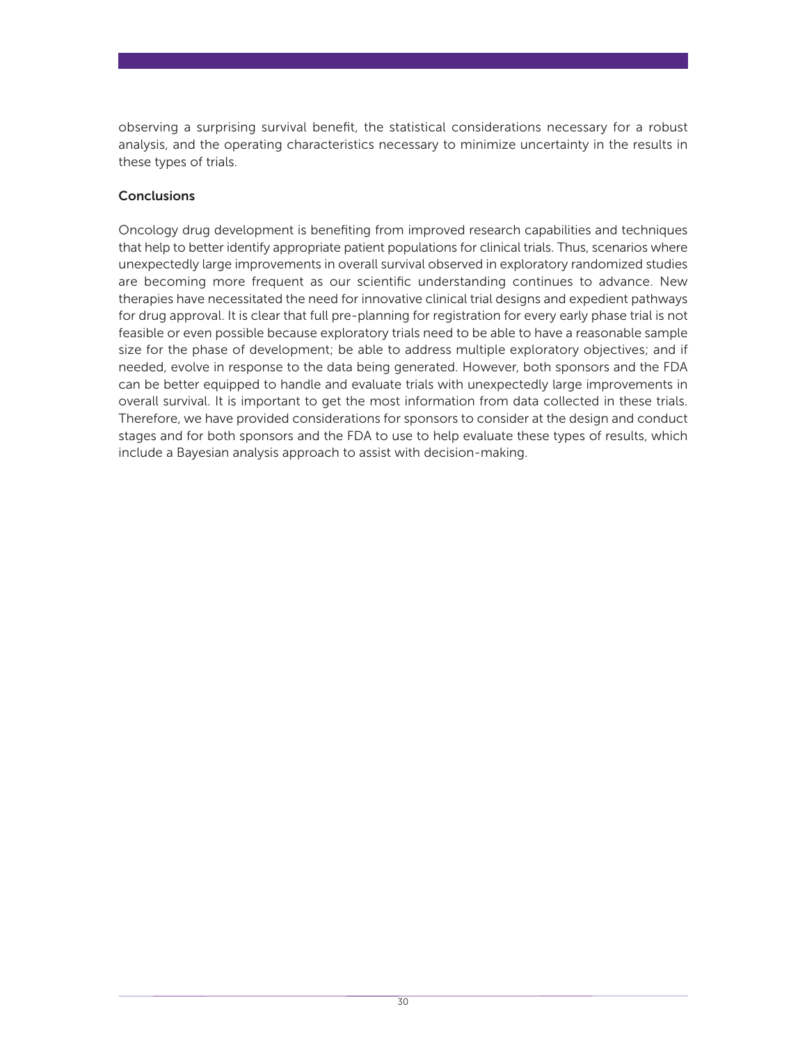observing a surprising survival benefit, the statistical considerations necessary for a robust analysis, and the operating characteristics necessary to minimize uncertainty in the results in these types of trials.

## Conclusions

Oncology drug development is benefiting from improved research capabilities and techniques that help to better identify appropriate patient populations for clinical trials. Thus, scenarios where unexpectedly large improvements in overall survival observed in exploratory randomized studies are becoming more frequent as our scientific understanding continues to advance. New therapies have necessitated the need for innovative clinical trial designs and expedient pathways for drug approval. It is clear that full pre-planning for registration for every early phase trial is not feasible or even possible because exploratory trials need to be able to have a reasonable sample size for the phase of development; be able to address multiple exploratory objectives; and if needed, evolve in response to the data being generated. However, both sponsors and the FDA can be better equipped to handle and evaluate trials with unexpectedly large improvements in overall survival. It is important to get the most information from data collected in these trials. Therefore, we have provided considerations for sponsors to consider at the design and conduct stages and for both sponsors and the FDA to use to help evaluate these types of results, which include a Bayesian analysis approach to assist with decision-making.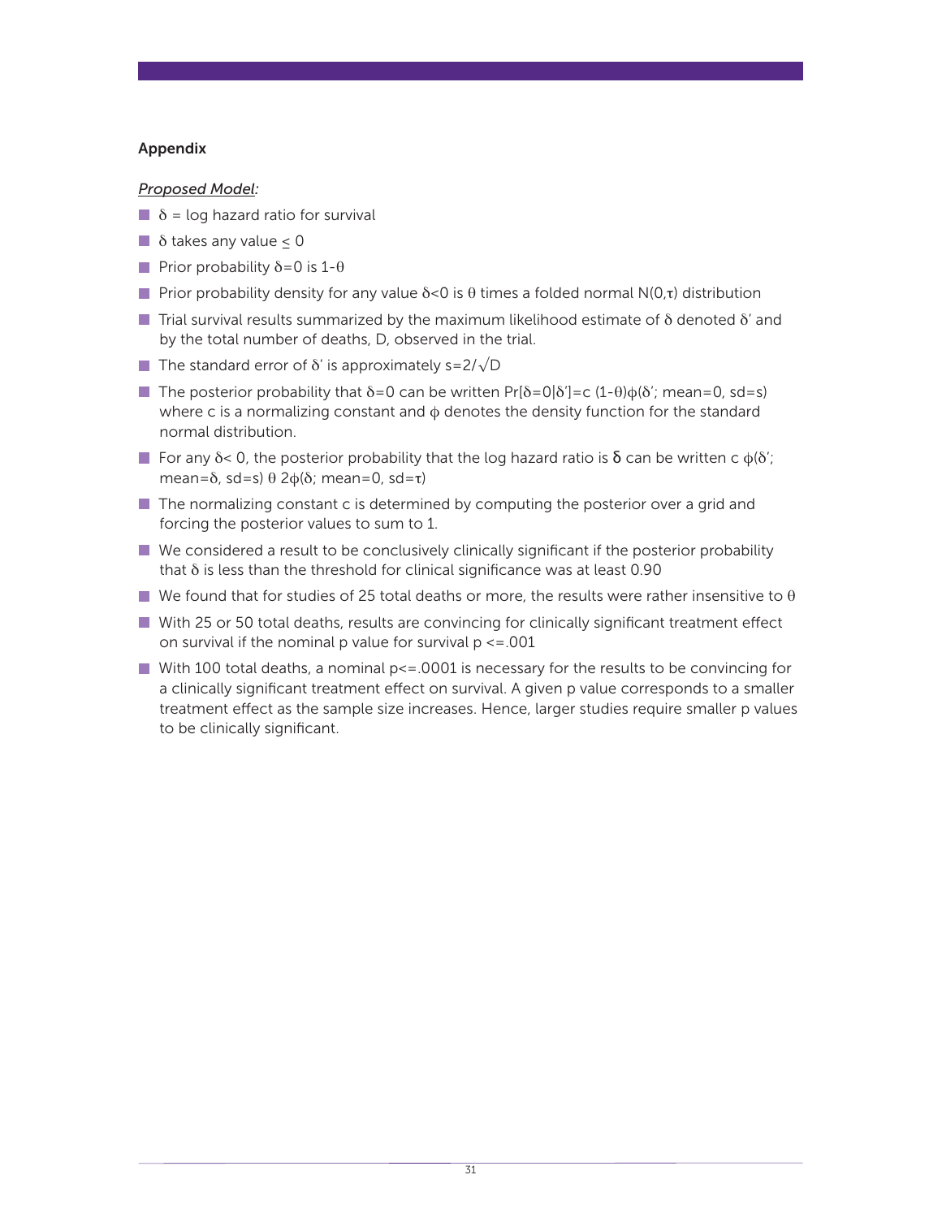## Appendix

*Proposed Model:*

- $\delta$ = log hazard ratio for survival
- $\delta$ takes any value $\leq 0$
- Prior probability $\delta=0$ is $1-\theta$
- Prior probability density for any value $\delta<0$ is $\theta$ times a folded normal $N(0,\tau)$ distribution
- Trial survival results summarized by the maximum likelihood estimate of $\delta$ denoted $\delta'$ and by the total number of deaths, D, observed in the trial.
- The standard error of $\delta'$ is approximately $s=2/\sqrt{D}$
- The posterior probability that $\delta=0$ can be written $\Pr[\delta=0|\delta']=c\,(1-\theta)\phi(\delta';\text{ mean}=0,\text{ sd}=s)$ where c is a normalizing constant and $\phi$ denotes the density function for the standard normal distribution.
- For any $\delta< 0$, the posterior probability that the log hazard ratio is $\delta$ can be written $c\,\phi(\delta';\text{ mean}=\delta,\text{ sd}=s)\;\theta\;2\phi(\delta;\text{ mean}=0,\text{ sd}=\tau)$
- The normalizing constant c is determined by computing the posterior over a grid and forcing the posterior values to sum to 1.
- We considered a result to be conclusively clinically significant if the posterior probability that $\delta$ is less than the threshold for clinical significance was at least 0.90
- We found that for studies of 25 total deaths or more, the results were rather insensitive to $\theta$
- With 25 or 50 total deaths, results are convincing for clinically significant treatment effect on survival if the nominal p value for survival $p <=.001$
- With 100 total deaths, a nominal $p<=.0001$ is necessary for the results to be convincing for a clinically significant treatment effect on survival. A given p value corresponds to a smaller treatment effect as the sample size increases. Hence, larger studies require smaller p values to be clinically significant.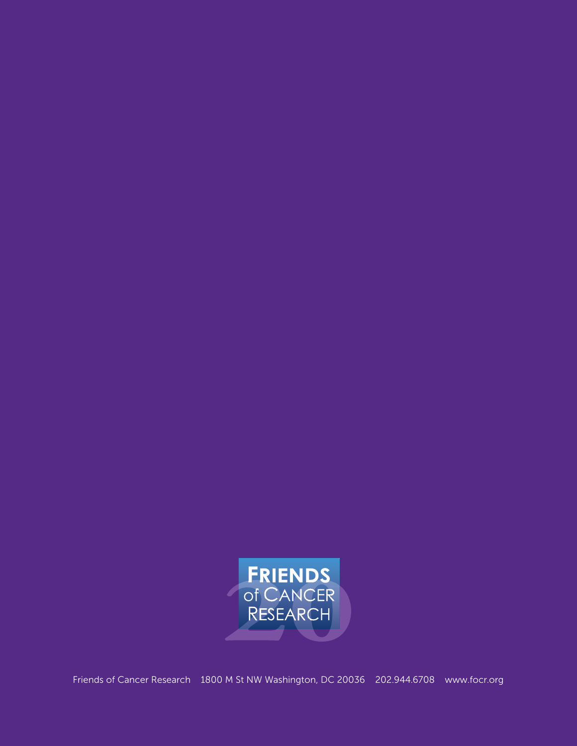FRIENDS of CANCER RESEARCH

Friends of Cancer Research 1800 M St NW Washington, DC 20036 202.944.6708 www.focr.org